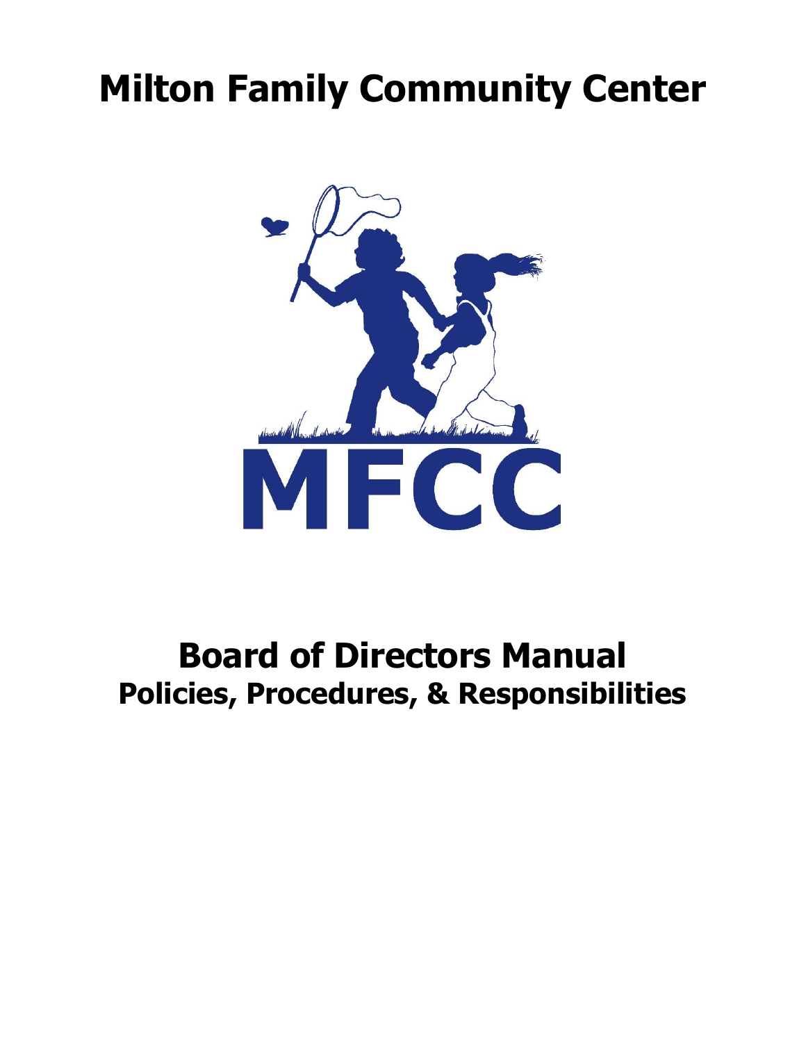# Milton Family Community Center

MFCC

# Board of Directors Manual

## Policies, Procedures, & Responsibilities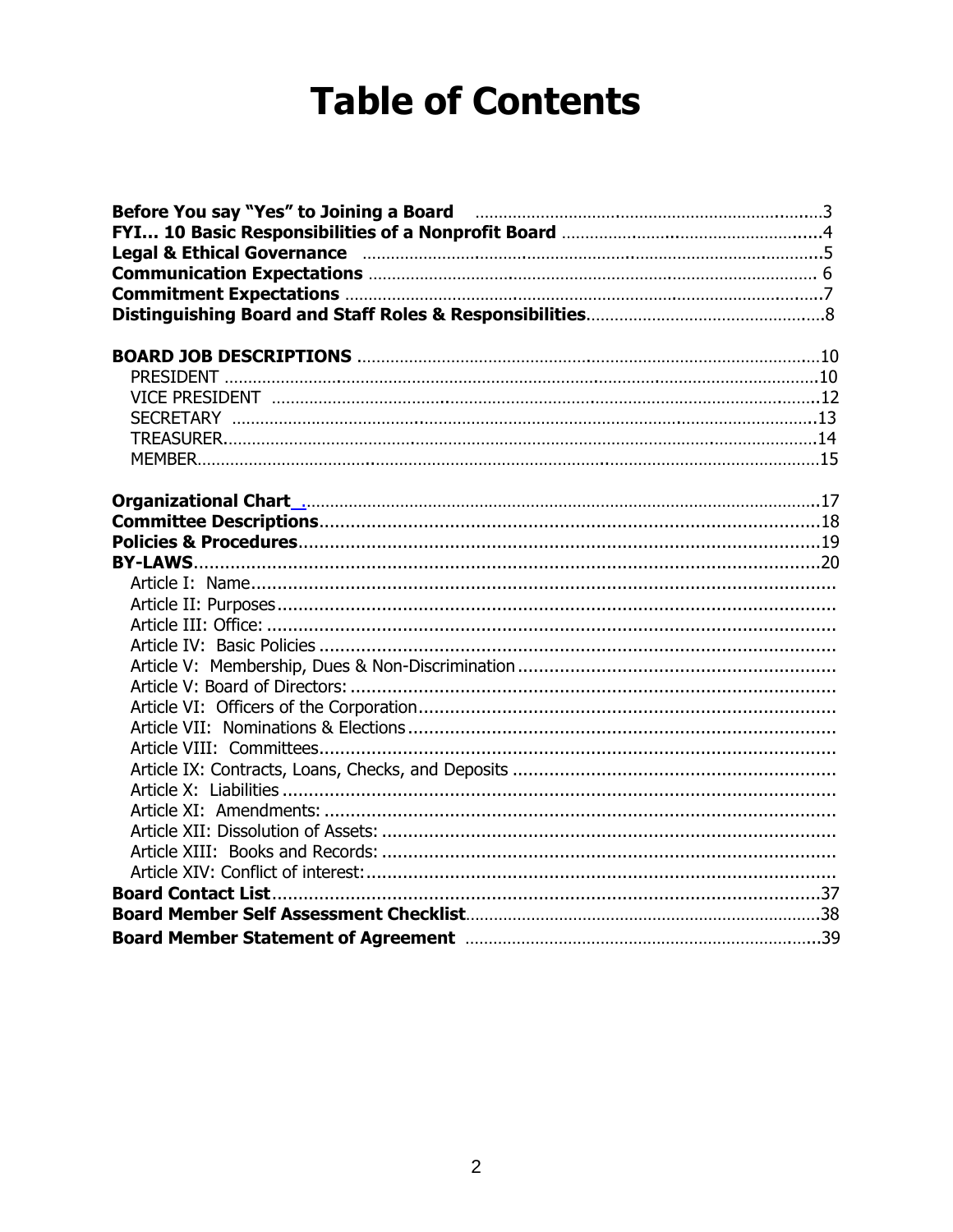# Table of Contents

**Before You say "Yes" to Joining a Board** ..........3
**FYI... 10 Basic Responsibilities of a Nonprofit Board** ..........4
**Legal & Ethical Governance** ..........5
**Communication Expectations** ..........6
**Commitment Expectations** ..........7
**Distinguishing Board and Staff Roles & Responsibilities**..........8

**BOARD JOB DESCRIPTIONS** ..........10
- PRESIDENT ..........10
- VICE PRESIDENT ..........12
- SECRETARY ..........13
- TREASURER..........14
- MEMBER..........15

**Organizational Chart** ..........17
**Committee Descriptions**..........18
**Policies & Procedures**..........19
**BY-LAWS**..........20
- Article I: Name..........
- Article II: Purposes..........
- Article III: Office: ..........
- Article IV: Basic Policies ..........
- Article V: Membership, Dues & Non-Discrimination ..........
- Article V: Board of Directors: ..........
- Article VI: Officers of the Corporation..........
- Article VII: Nominations & Elections ..........
- Article VIII: Committees..........
- Article IX: Contracts, Loans, Checks, and Deposits ..........
- Article X: Liabilities ..........
- Article XI: Amendments: ..........
- Article XII: Dissolution of Assets: ..........
- Article XIII: Books and Records: ..........
- Article XIV: Conflict of interest: ..........

**Board Contact List**..........37
**Board Member Self Assessment Checklist**..........38
**Board Member Statement of Agreement** ..........39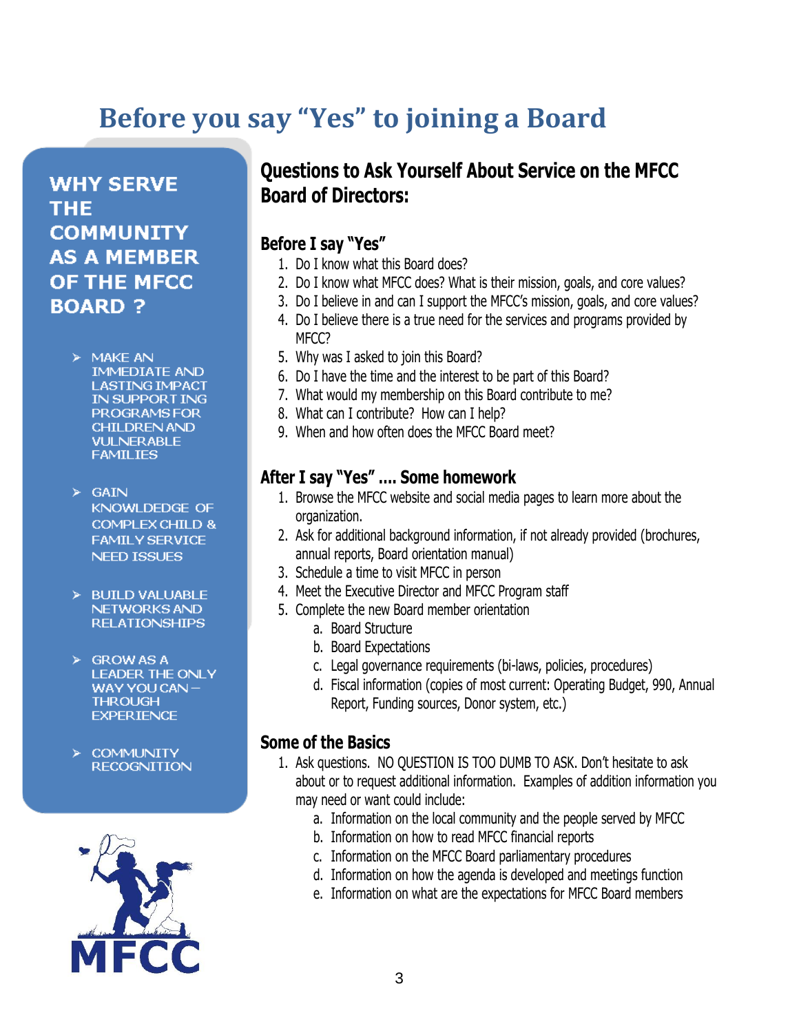# Before you say "Yes" to joining a Board

## WHY SERVE THE COMMUNITY AS A MEMBER OF THE MFCC BOARD ?

- MAKE AN IMMEDIATE AND LASTING IMPACT IN SUPPORT ING PROGRAMS FOR CHILDREN AND VULNERABLE FAMILIES
- GAIN KNOWLDEDGE OF COMPLEX CHILD & FAMILY SERVICE NEED ISSUES
- BUILD VALUABLE NETWORKS AND RELATIONSHIPS
- GROW AS A LEADER THE ONLY WAY YOU CAN – THROUGH EXPERIENCE
- COMMUNITY RECOGNITION

## Questions to Ask Yourself About Service on the MFCC Board of Directors:

### Before I say "Yes"

1. Do I know what this Board does?
2. Do I know what MFCC does? What is their mission, goals, and core values?
3. Do I believe in and can I support the MFCC's mission, goals, and core values?
4. Do I believe there is a true need for the services and programs provided by MFCC?
5. Why was I asked to join this Board?
6. Do I have the time and the interest to be part of this Board?
7. What would my membership on this Board contribute to me?
8. What can I contribute? How can I help?
9. When and how often does the MFCC Board meet?

### After I say "Yes" .... Some homework

1. Browse the MFCC website and social media pages to learn more about the organization.
2. Ask for additional background information, if not already provided (brochures, annual reports, Board orientation manual)
3. Schedule a time to visit MFCC in person
4. Meet the Executive Director and MFCC Program staff
5. Complete the new Board member orientation
   a. Board Structure
   b. Board Expectations
   c. Legal governance requirements (bi-laws, policies, procedures)
   d. Fiscal information (copies of most current: Operating Budget, 990, Annual Report, Funding sources, Donor system, etc.)

### Some of the Basics

1. Ask questions. NO QUESTION IS TOO DUMB TO ASK. Don't hesitate to ask about or to request additional information. Examples of addition information you may need or want could include:
   a. Information on the local community and the people served by MFCC
   b. Information on how to read MFCC financial reports
   c. Information on the MFCC Board parliamentary procedures
   d. Information on how the agenda is developed and meetings function
   e. Information on what are the expectations for MFCC Board members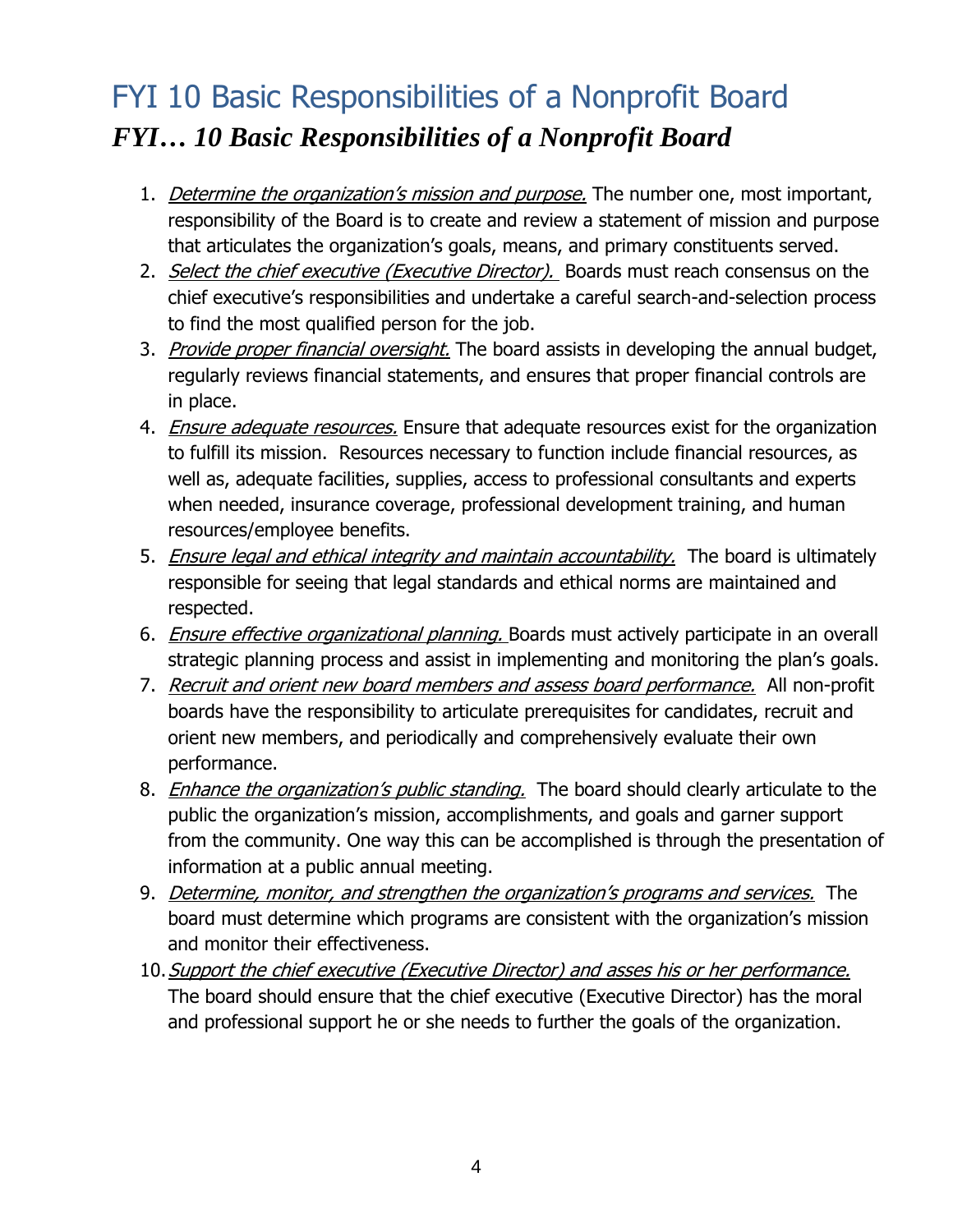# FYI 10 Basic Responsibilities of a Nonprofit Board

## *FYI… 10 Basic Responsibilities of a Nonprofit Board*

1. *Determine the organization's mission and purpose.* The number one, most important, responsibility of the Board is to create and review a statement of mission and purpose that articulates the organization's goals, means, and primary constituents served.
2. *Select the chief executive (Executive Director).* Boards must reach consensus on the chief executive's responsibilities and undertake a careful search-and-selection process to find the most qualified person for the job.
3. *Provide proper financial oversight.* The board assists in developing the annual budget, regularly reviews financial statements, and ensures that proper financial controls are in place.
4. *Ensure adequate resources.* Ensure that adequate resources exist for the organization to fulfill its mission. Resources necessary to function include financial resources, as well as, adequate facilities, supplies, access to professional consultants and experts when needed, insurance coverage, professional development training, and human resources/employee benefits.
5. *Ensure legal and ethical integrity and maintain accountability.* The board is ultimately responsible for seeing that legal standards and ethical norms are maintained and respected.
6. *Ensure effective organizational planning.* Boards must actively participate in an overall strategic planning process and assist in implementing and monitoring the plan's goals.
7. *Recruit and orient new board members and assess board performance.* All non-profit boards have the responsibility to articulate prerequisites for candidates, recruit and orient new members, and periodically and comprehensively evaluate their own performance.
8. *Enhance the organization's public standing.* The board should clearly articulate to the public the organization's mission, accomplishments, and goals and garner support from the community. One way this can be accomplished is through the presentation of information at a public annual meeting.
9. *Determine, monitor, and strengthen the organization's programs and services.* The board must determine which programs are consistent with the organization's mission and monitor their effectiveness.
10. *Support the chief executive (Executive Director) and asses his or her performance.* The board should ensure that the chief executive (Executive Director) has the moral and professional support he or she needs to further the goals of the organization.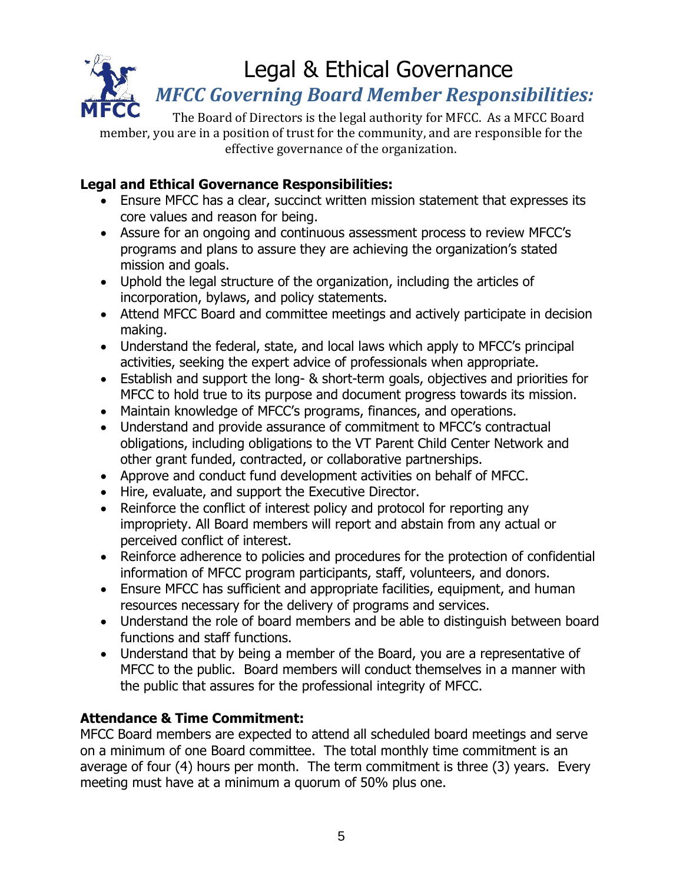# Legal & Ethical Governance

## *MFCC Governing Board Member Responsibilities:*

The Board of Directors is the legal authority for MFCC. As a MFCC Board member, you are in a position of trust for the community, and are responsible for the effective governance of the organization.

**Legal and Ethical Governance Responsibilities:**

- Ensure MFCC has a clear, succinct written mission statement that expresses its core values and reason for being.
- Assure for an ongoing and continuous assessment process to review MFCC's programs and plans to assure they are achieving the organization's stated mission and goals.
- Uphold the legal structure of the organization, including the articles of incorporation, bylaws, and policy statements.
- Attend MFCC Board and committee meetings and actively participate in decision making.
- Understand the federal, state, and local laws which apply to MFCC's principal activities, seeking the expert advice of professionals when appropriate.
- Establish and support the long- & short-term goals, objectives and priorities for MFCC to hold true to its purpose and document progress towards its mission.
- Maintain knowledge of MFCC's programs, finances, and operations.
- Understand and provide assurance of commitment to MFCC's contractual obligations, including obligations to the VT Parent Child Center Network and other grant funded, contracted, or collaborative partnerships.
- Approve and conduct fund development activities on behalf of MFCC.
- Hire, evaluate, and support the Executive Director.
- Reinforce the conflict of interest policy and protocol for reporting any impropriety. All Board members will report and abstain from any actual or perceived conflict of interest.
- Reinforce adherence to policies and procedures for the protection of confidential information of MFCC program participants, staff, volunteers, and donors.
- Ensure MFCC has sufficient and appropriate facilities, equipment, and human resources necessary for the delivery of programs and services.
- Understand the role of board members and be able to distinguish between board functions and staff functions.
- Understand that by being a member of the Board, you are a representative of MFCC to the public. Board members will conduct themselves in a manner with the public that assures for the professional integrity of MFCC.

**Attendance & Time Commitment:**

MFCC Board members are expected to attend all scheduled board meetings and serve on a minimum of one Board committee. The total monthly time commitment is an average of four (4) hours per month. The term commitment is three (3) years. Every meeting must have at a minimum a quorum of 50% plus one.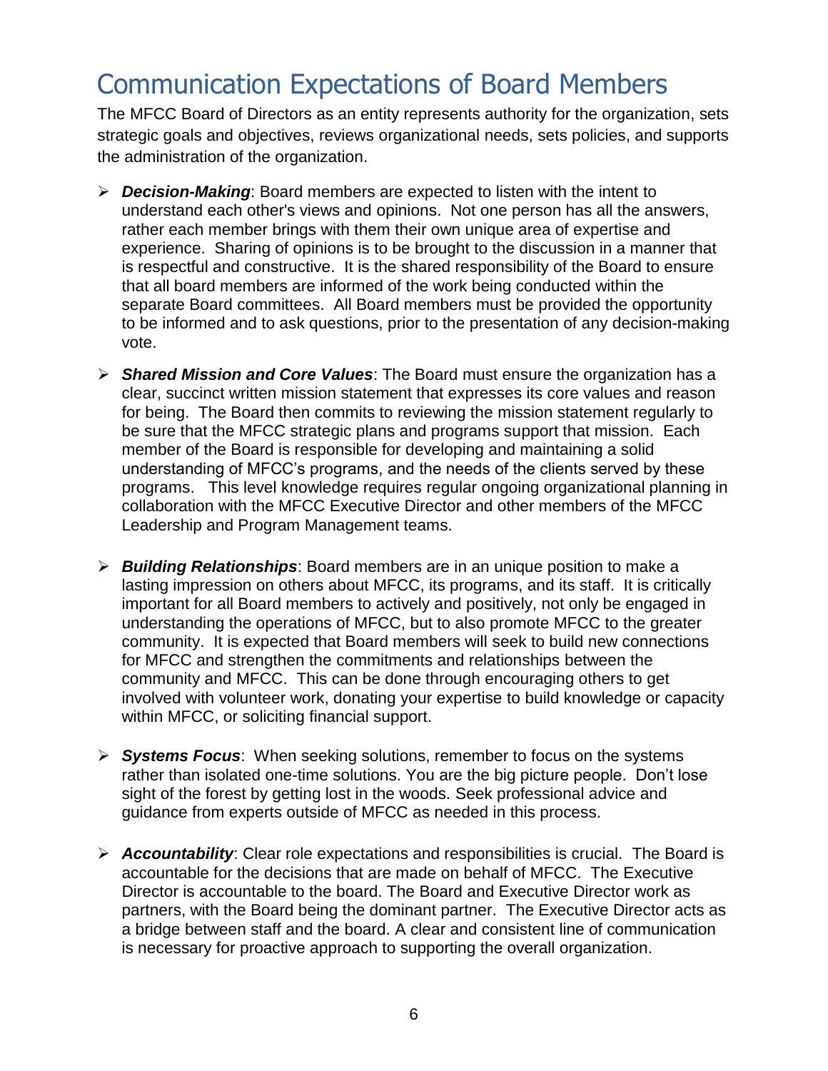# Communication Expectations of Board Members

The MFCC Board of Directors as an entity represents authority for the organization, sets strategic goals and objectives, reviews organizational needs, sets policies, and supports the administration of the organization.

- ***Decision-Making***: Board members are expected to listen with the intent to understand each other's views and opinions. Not one person has all the answers, rather each member brings with them their own unique area of expertise and experience. Sharing of opinions is to be brought to the discussion in a manner that is respectful and constructive. It is the shared responsibility of the Board to ensure that all board members are informed of the work being conducted within the separate Board committees. All Board members must be provided the opportunity to be informed and to ask questions, prior to the presentation of any decision-making vote.

- ***Shared Mission and Core Values***: The Board must ensure the organization has a clear, succinct written mission statement that expresses its core values and reason for being. The Board then commits to reviewing the mission statement regularly to be sure that the MFCC strategic plans and programs support that mission. Each member of the Board is responsible for developing and maintaining a solid understanding of MFCC's programs, and the needs of the clients served by these programs. This level knowledge requires regular ongoing organizational planning in collaboration with the MFCC Executive Director and other members of the MFCC Leadership and Program Management teams.

- ***Building Relationships***: Board members are in an unique position to make a lasting impression on others about MFCC, its programs, and its staff. It is critically important for all Board members to actively and positively, not only be engaged in understanding the operations of MFCC, but to also promote MFCC to the greater community. It is expected that Board members will seek to build new connections for MFCC and strengthen the commitments and relationships between the community and MFCC. This can be done through encouraging others to get involved with volunteer work, donating your expertise to build knowledge or capacity within MFCC, or soliciting financial support.

- ***Systems Focus***: When seeking solutions, remember to focus on the systems rather than isolated one-time solutions. You are the big picture people. Don't lose sight of the forest by getting lost in the woods. Seek professional advice and guidance from experts outside of MFCC as needed in this process.

- ***Accountability***: Clear role expectations and responsibilities is crucial. The Board is accountable for the decisions that are made on behalf of MFCC. The Executive Director is accountable to the board. The Board and Executive Director work as partners, with the Board being the dominant partner. The Executive Director acts as a bridge between staff and the board. A clear and consistent line of communication is necessary for proactive approach to supporting the overall organization.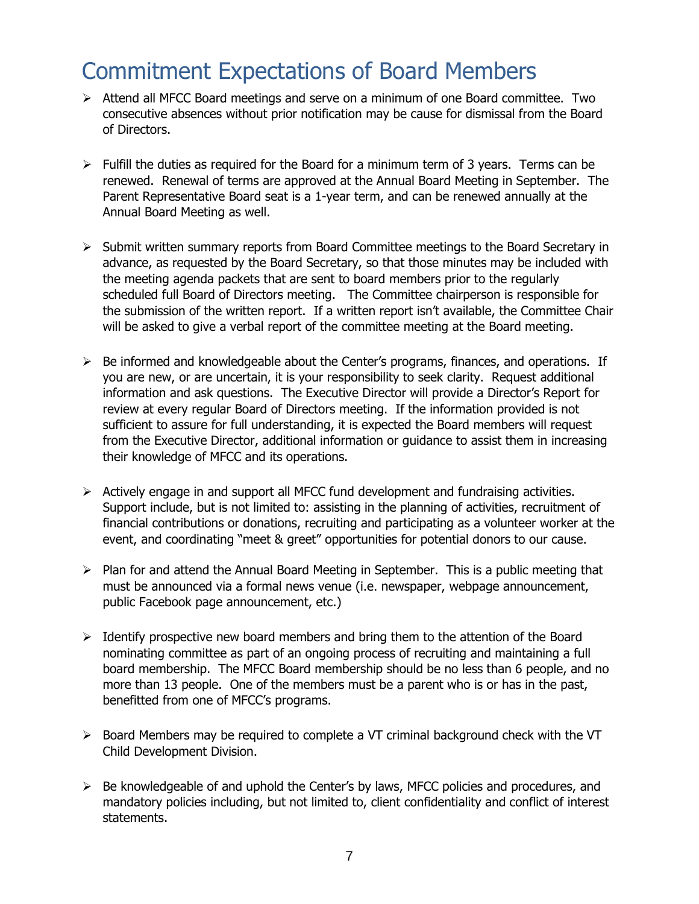# Commitment Expectations of Board Members

- Attend all MFCC Board meetings and serve on a minimum of one Board committee. Two consecutive absences without prior notification may be cause for dismissal from the Board of Directors.

- Fulfill the duties as required for the Board for a minimum term of 3 years. Terms can be renewed. Renewal of terms are approved at the Annual Board Meeting in September. The Parent Representative Board seat is a 1-year term, and can be renewed annually at the Annual Board Meeting as well.

- Submit written summary reports from Board Committee meetings to the Board Secretary in advance, as requested by the Board Secretary, so that those minutes may be included with the meeting agenda packets that are sent to board members prior to the regularly scheduled full Board of Directors meeting. The Committee chairperson is responsible for the submission of the written report. If a written report isn't available, the Committee Chair will be asked to give a verbal report of the committee meeting at the Board meeting.

- Be informed and knowledgeable about the Center's programs, finances, and operations. If you are new, or are uncertain, it is your responsibility to seek clarity. Request additional information and ask questions. The Executive Director will provide a Director's Report for review at every regular Board of Directors meeting. If the information provided is not sufficient to assure for full understanding, it is expected the Board members will request from the Executive Director, additional information or guidance to assist them in increasing their knowledge of MFCC and its operations.

- Actively engage in and support all MFCC fund development and fundraising activities. Support include, but is not limited to: assisting in the planning of activities, recruitment of financial contributions or donations, recruiting and participating as a volunteer worker at the event, and coordinating "meet & greet" opportunities for potential donors to our cause.

- Plan for and attend the Annual Board Meeting in September. This is a public meeting that must be announced via a formal news venue (i.e. newspaper, webpage announcement, public Facebook page announcement, etc.)

- Identify prospective new board members and bring them to the attention of the Board nominating committee as part of an ongoing process of recruiting and maintaining a full board membership. The MFCC Board membership should be no less than 6 people, and no more than 13 people. One of the members must be a parent who is or has in the past, benefitted from one of MFCC's programs.

- Board Members may be required to complete a VT criminal background check with the VT Child Development Division.

- Be knowledgeable of and uphold the Center's by laws, MFCC policies and procedures, and mandatory policies including, but not limited to, client confidentiality and conflict of interest statements.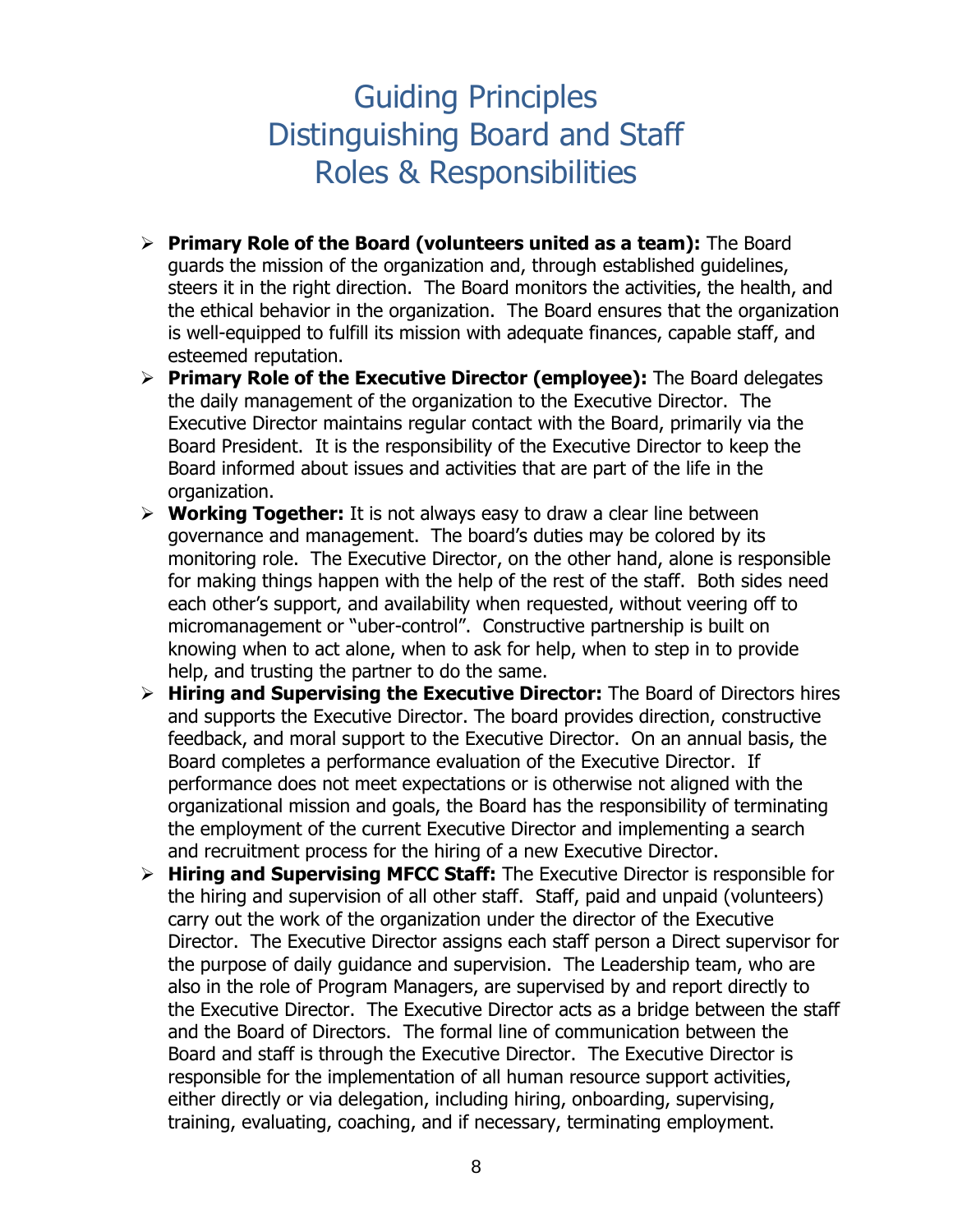# Guiding Principles
# Distinguishing Board and Staff
# Roles & Responsibilities

- **Primary Role of the Board (volunteers united as a team):** The Board guards the mission of the organization and, through established guidelines, steers it in the right direction. The Board monitors the activities, the health, and the ethical behavior in the organization. The Board ensures that the organization is well-equipped to fulfill its mission with adequate finances, capable staff, and esteemed reputation.
- **Primary Role of the Executive Director (employee):** The Board delegates the daily management of the organization to the Executive Director. The Executive Director maintains regular contact with the Board, primarily via the Board President. It is the responsibility of the Executive Director to keep the Board informed about issues and activities that are part of the life in the organization.
- **Working Together:** It is not always easy to draw a clear line between governance and management. The board's duties may be colored by its monitoring role. The Executive Director, on the other hand, alone is responsible for making things happen with the help of the rest of the staff. Both sides need each other's support, and availability when requested, without veering off to micromanagement or "uber-control". Constructive partnership is built on knowing when to act alone, when to ask for help, when to step in to provide help, and trusting the partner to do the same.
- **Hiring and Supervising the Executive Director:** The Board of Directors hires and supports the Executive Director. The board provides direction, constructive feedback, and moral support to the Executive Director. On an annual basis, the Board completes a performance evaluation of the Executive Director. If performance does not meet expectations or is otherwise not aligned with the organizational mission and goals, the Board has the responsibility of terminating the employment of the current Executive Director and implementing a search and recruitment process for the hiring of a new Executive Director.
- **Hiring and Supervising MFCC Staff:** The Executive Director is responsible for the hiring and supervision of all other staff. Staff, paid and unpaid (volunteers) carry out the work of the organization under the director of the Executive Director. The Executive Director assigns each staff person a Direct supervisor for the purpose of daily guidance and supervision. The Leadership team, who are also in the role of Program Managers, are supervised by and report directly to the Executive Director. The Executive Director acts as a bridge between the staff and the Board of Directors. The formal line of communication between the Board and staff is through the Executive Director. The Executive Director is responsible for the implementation of all human resource support activities, either directly or via delegation, including hiring, onboarding, supervising, training, evaluating, coaching, and if necessary, terminating employment.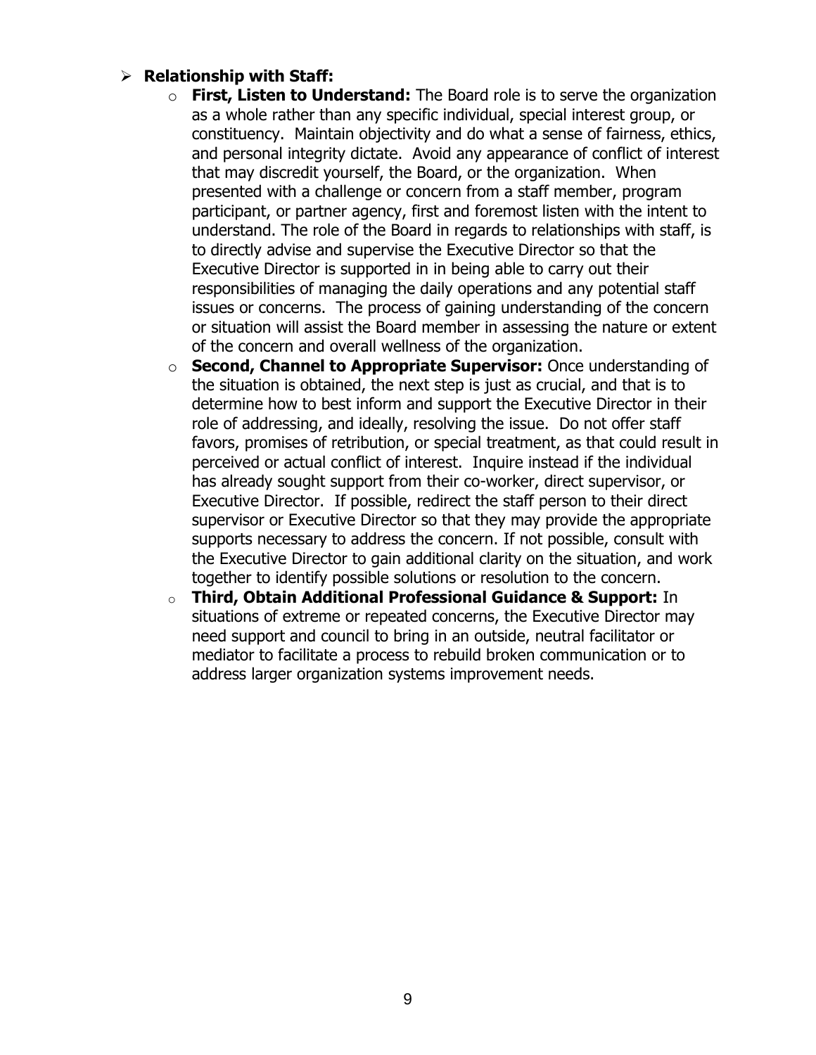- **Relationship with Staff:**
  - **First, Listen to Understand:** The Board role is to serve the organization as a whole rather than any specific individual, special interest group, or constituency. Maintain objectivity and do what a sense of fairness, ethics, and personal integrity dictate. Avoid any appearance of conflict of interest that may discredit yourself, the Board, or the organization. When presented with a challenge or concern from a staff member, program participant, or partner agency, first and foremost listen with the intent to understand. The role of the Board in regards to relationships with staff, is to directly advise and supervise the Executive Director so that the Executive Director is supported in in being able to carry out their responsibilities of managing the daily operations and any potential staff issues or concerns. The process of gaining understanding of the concern or situation will assist the Board member in assessing the nature or extent of the concern and overall wellness of the organization.
  - **Second, Channel to Appropriate Supervisor:** Once understanding of the situation is obtained, the next step is just as crucial, and that is to determine how to best inform and support the Executive Director in their role of addressing, and ideally, resolving the issue. Do not offer staff favors, promises of retribution, or special treatment, as that could result in perceived or actual conflict of interest. Inquire instead if the individual has already sought support from their co-worker, direct supervisor, or Executive Director. If possible, redirect the staff person to their direct supervisor or Executive Director so that they may provide the appropriate supports necessary to address the concern. If not possible, consult with the Executive Director to gain additional clarity on the situation, and work together to identify possible solutions or resolution to the concern.
  - **Third, Obtain Additional Professional Guidance & Support:** In situations of extreme or repeated concerns, the Executive Director may need support and council to bring in an outside, neutral facilitator or mediator to facilitate a process to rebuild broken communication or to address larger organization systems improvement needs.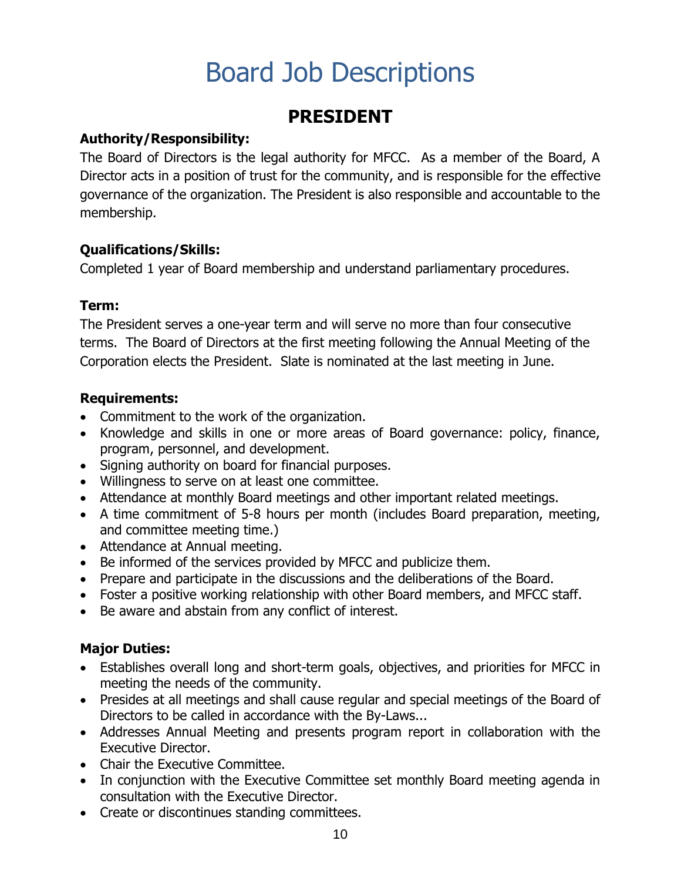# Board Job Descriptions

## PRESIDENT

**Authority/Responsibility:**

The Board of Directors is the legal authority for MFCC. As a member of the Board, A Director acts in a position of trust for the community, and is responsible for the effective governance of the organization. The President is also responsible and accountable to the membership.

**Qualifications/Skills:**

Completed 1 year of Board membership and understand parliamentary procedures.

**Term:**

The President serves a one-year term and will serve no more than four consecutive terms. The Board of Directors at the first meeting following the Annual Meeting of the Corporation elects the President. Slate is nominated at the last meeting in June.

**Requirements:**

- Commitment to the work of the organization.
- Knowledge and skills in one or more areas of Board governance: policy, finance, program, personnel, and development.
- Signing authority on board for financial purposes.
- Willingness to serve on at least one committee.
- Attendance at monthly Board meetings and other important related meetings.
- A time commitment of 5-8 hours per month (includes Board preparation, meeting, and committee meeting time.)
- Attendance at Annual meeting.
- Be informed of the services provided by MFCC and publicize them.
- Prepare and participate in the discussions and the deliberations of the Board.
- Foster a positive working relationship with other Board members, and MFCC staff.
- Be aware and abstain from any conflict of interest.

**Major Duties:**

- Establishes overall long and short-term goals, objectives, and priorities for MFCC in meeting the needs of the community.
- Presides at all meetings and shall cause regular and special meetings of the Board of Directors to be called in accordance with the By-Laws...
- Addresses Annual Meeting and presents program report in collaboration with the Executive Director.
- Chair the Executive Committee.
- In conjunction with the Executive Committee set monthly Board meeting agenda in consultation with the Executive Director.
- Create or discontinues standing committees.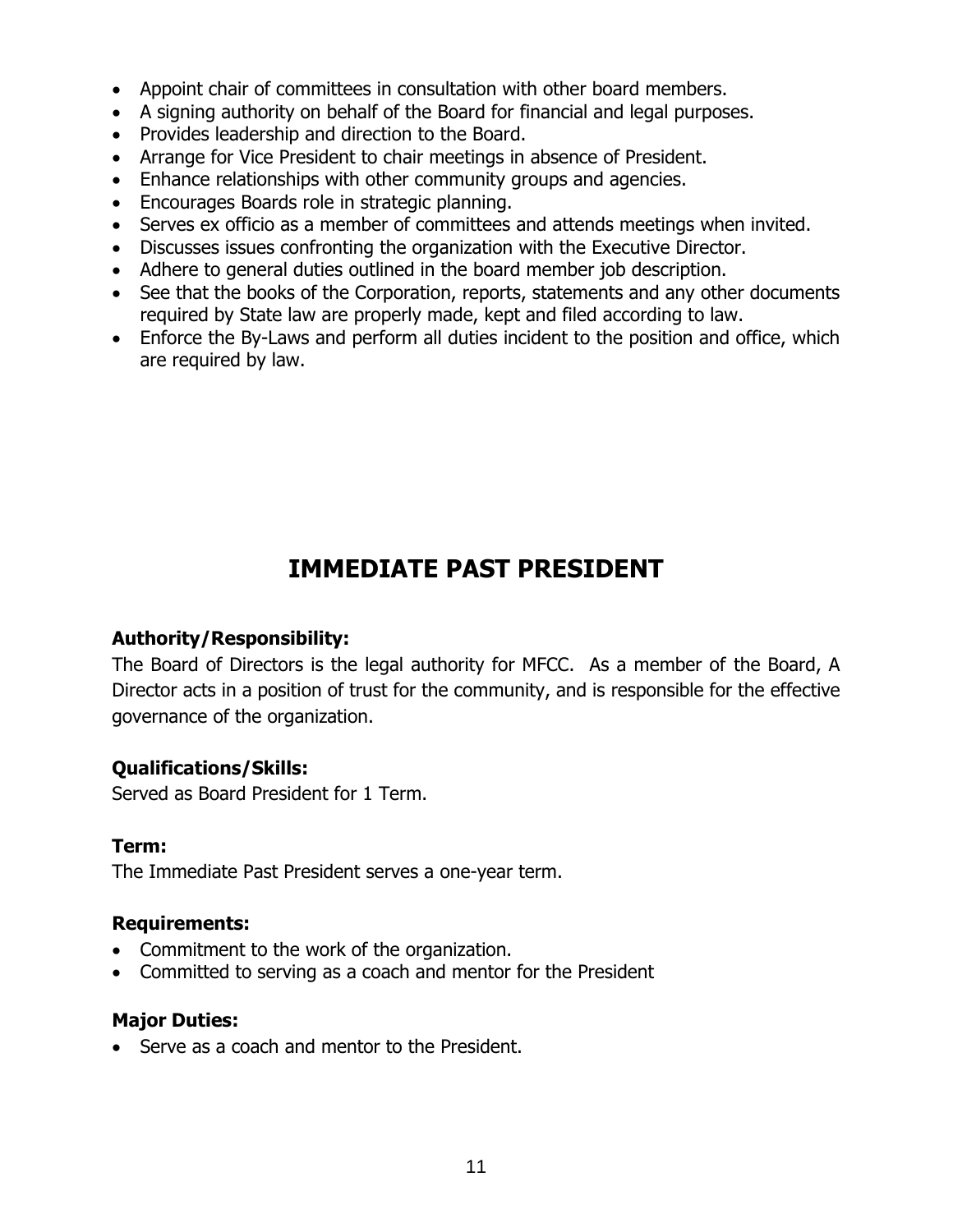- Appoint chair of committees in consultation with other board members.
- A signing authority on behalf of the Board for financial and legal purposes.
- Provides leadership and direction to the Board.
- Arrange for Vice President to chair meetings in absence of President.
- Enhance relationships with other community groups and agencies.
- Encourages Boards role in strategic planning.
- Serves ex officio as a member of committees and attends meetings when invited.
- Discusses issues confronting the organization with the Executive Director.
- Adhere to general duties outlined in the board member job description.
- See that the books of the Corporation, reports, statements and any other documents required by State law are properly made, kept and filed according to law.
- Enforce the By-Laws and perform all duties incident to the position and office, which are required by law.

# IMMEDIATE PAST PRESIDENT

**Authority/Responsibility:**
The Board of Directors is the legal authority for MFCC. As a member of the Board, A Director acts in a position of trust for the community, and is responsible for the effective governance of the organization.

**Qualifications/Skills:**
Served as Board President for 1 Term.

**Term:**
The Immediate Past President serves a one-year term.

**Requirements:**
- Commitment to the work of the organization.
- Committed to serving as a coach and mentor for the President

**Major Duties:**
- Serve as a coach and mentor to the President.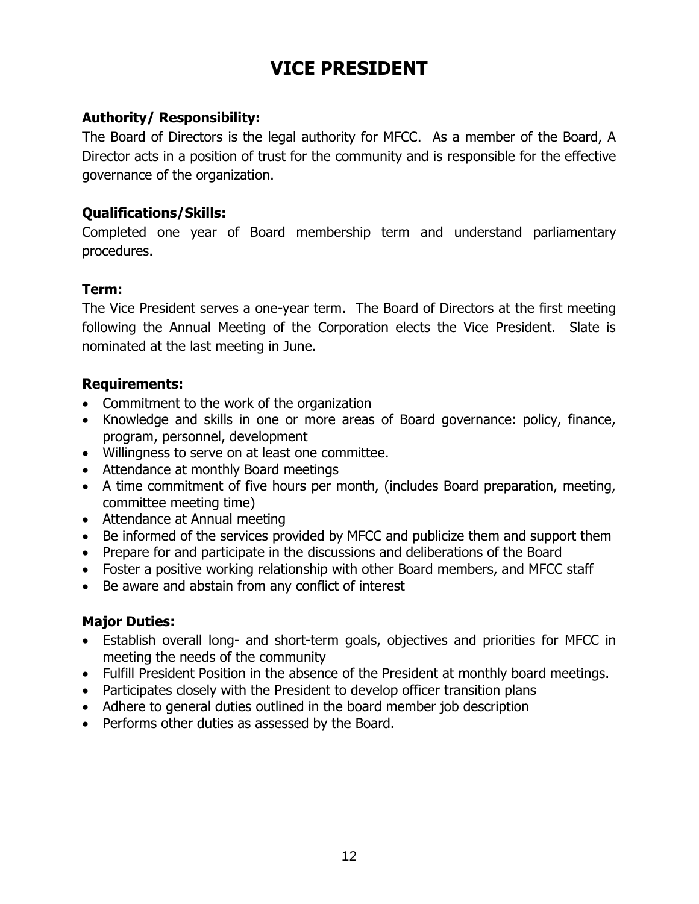# VICE PRESIDENT

**Authority/ Responsibility:**

The Board of Directors is the legal authority for MFCC. As a member of the Board, A Director acts in a position of trust for the community and is responsible for the effective governance of the organization.

**Qualifications/Skills:**

Completed one year of Board membership term and understand parliamentary procedures.

**Term:**

The Vice President serves a one-year term. The Board of Directors at the first meeting following the Annual Meeting of the Corporation elects the Vice President. Slate is nominated at the last meeting in June.

**Requirements:**

- Commitment to the work of the organization
- Knowledge and skills in one or more areas of Board governance: policy, finance, program, personnel, development
- Willingness to serve on at least one committee.
- Attendance at monthly Board meetings
- A time commitment of five hours per month, (includes Board preparation, meeting, committee meeting time)
- Attendance at Annual meeting
- Be informed of the services provided by MFCC and publicize them and support them
- Prepare for and participate in the discussions and deliberations of the Board
- Foster a positive working relationship with other Board members, and MFCC staff
- Be aware and abstain from any conflict of interest

**Major Duties:**

- Establish overall long- and short-term goals, objectives and priorities for MFCC in meeting the needs of the community
- Fulfill President Position in the absence of the President at monthly board meetings.
- Participates closely with the President to develop officer transition plans
- Adhere to general duties outlined in the board member job description
- Performs other duties as assessed by the Board.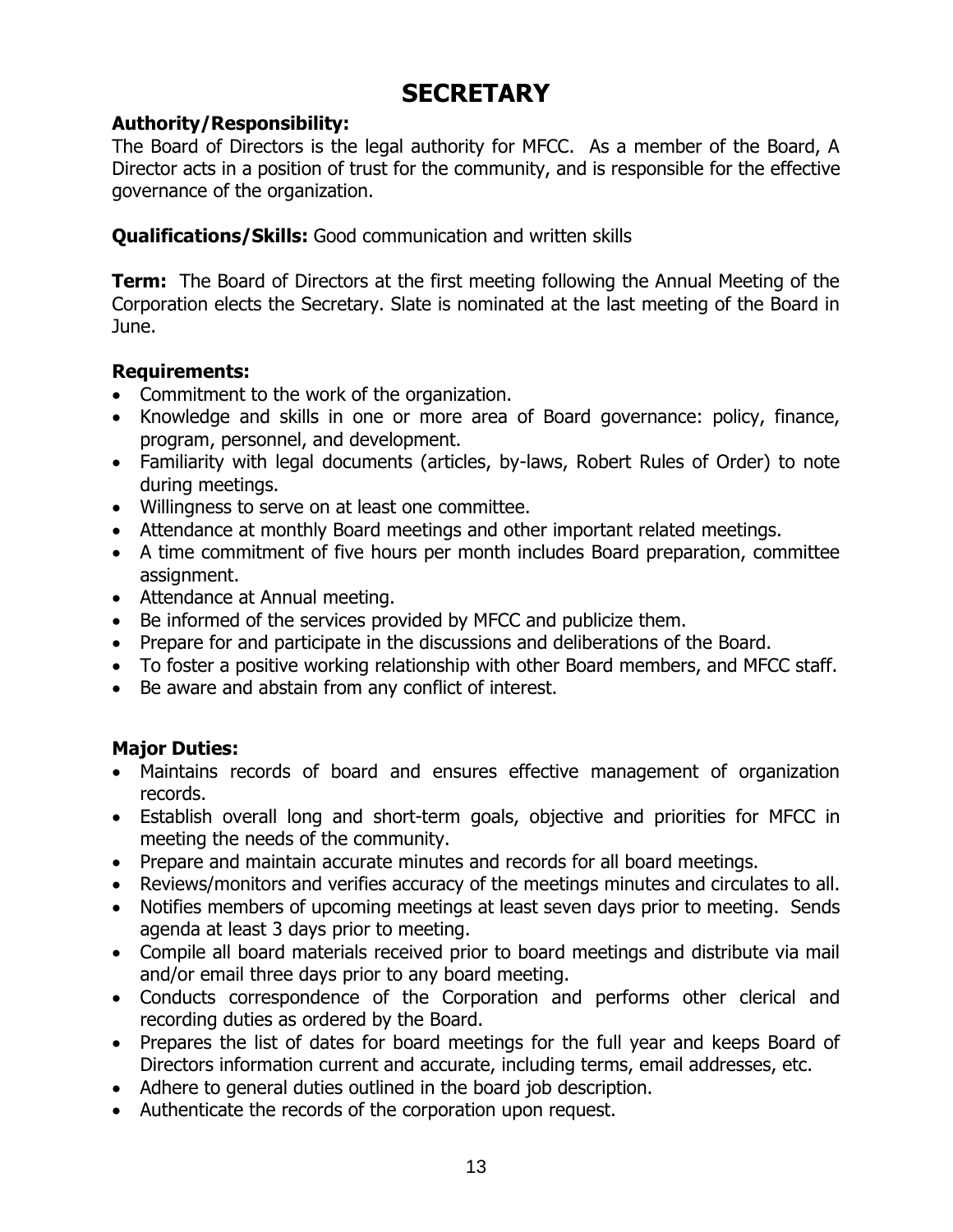# SECRETARY

**Authority/Responsibility:**
The Board of Directors is the legal authority for MFCC. As a member of the Board, A Director acts in a position of trust for the community, and is responsible for the effective governance of the organization.

**Qualifications/Skills:** Good communication and written skills

**Term:** The Board of Directors at the first meeting following the Annual Meeting of the Corporation elects the Secretary. Slate is nominated at the last meeting of the Board in June.

**Requirements:**

- Commitment to the work of the organization.
- Knowledge and skills in one or more area of Board governance: policy, finance, program, personnel, and development.
- Familiarity with legal documents (articles, by-laws, Robert Rules of Order) to note during meetings.
- Willingness to serve on at least one committee.
- Attendance at monthly Board meetings and other important related meetings.
- A time commitment of five hours per month includes Board preparation, committee assignment.
- Attendance at Annual meeting.
- Be informed of the services provided by MFCC and publicize them.
- Prepare for and participate in the discussions and deliberations of the Board.
- To foster a positive working relationship with other Board members, and MFCC staff.
- Be aware and abstain from any conflict of interest.

**Major Duties:**

- Maintains records of board and ensures effective management of organization records.
- Establish overall long and short-term goals, objective and priorities for MFCC in meeting the needs of the community.
- Prepare and maintain accurate minutes and records for all board meetings.
- Reviews/monitors and verifies accuracy of the meetings minutes and circulates to all.
- Notifies members of upcoming meetings at least seven days prior to meeting. Sends agenda at least 3 days prior to meeting.
- Compile all board materials received prior to board meetings and distribute via mail and/or email three days prior to any board meeting.
- Conducts correspondence of the Corporation and performs other clerical and recording duties as ordered by the Board.
- Prepares the list of dates for board meetings for the full year and keeps Board of Directors information current and accurate, including terms, email addresses, etc.
- Adhere to general duties outlined in the board job description.
- Authenticate the records of the corporation upon request.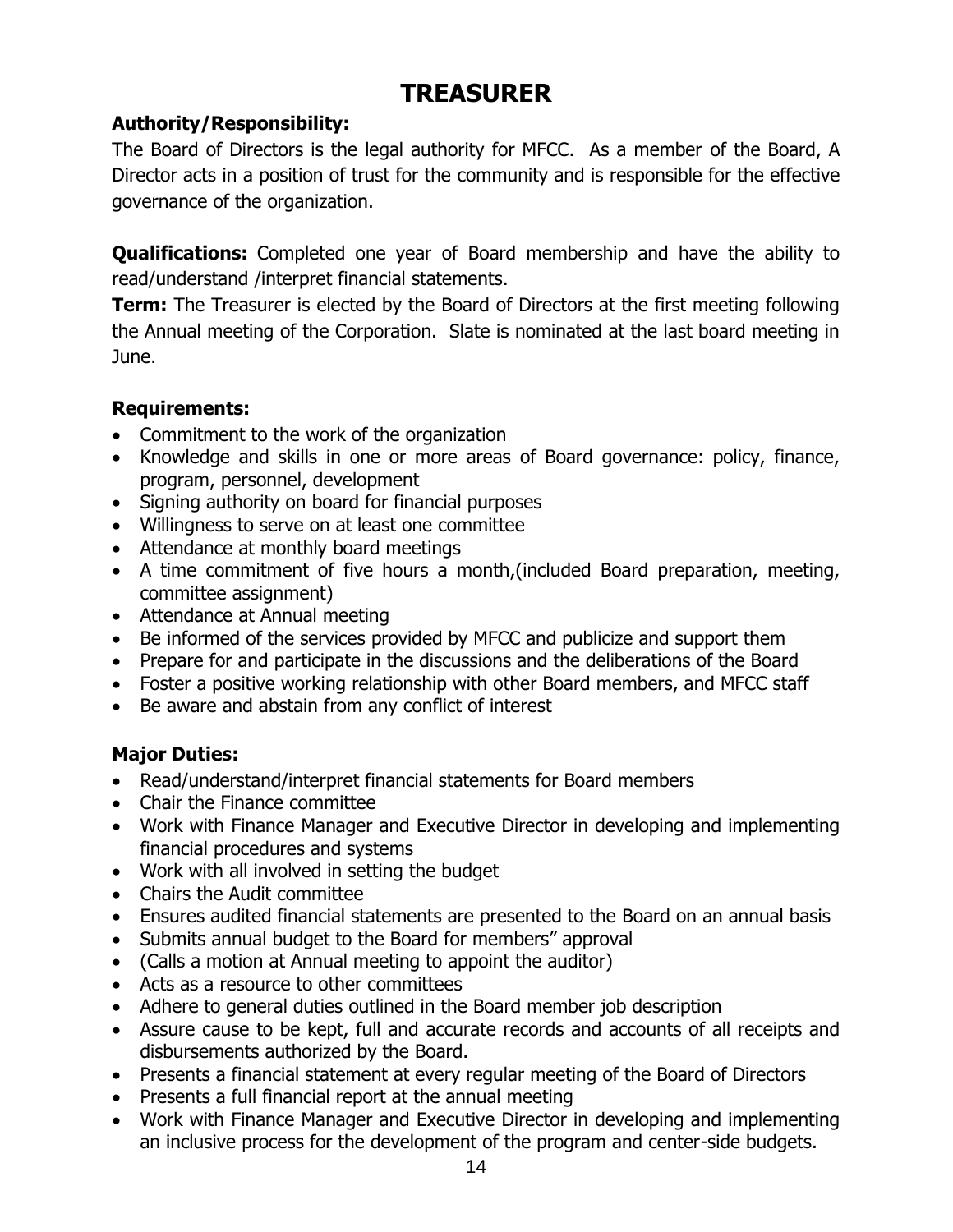# TREASURER

**Authority/Responsibility:**

The Board of Directors is the legal authority for MFCC. As a member of the Board, A Director acts in a position of trust for the community and is responsible for the effective governance of the organization.

**Qualifications:** Completed one year of Board membership and have the ability to read/understand /interpret financial statements.

**Term:** The Treasurer is elected by the Board of Directors at the first meeting following the Annual meeting of the Corporation. Slate is nominated at the last board meeting in June.

**Requirements:**

- Commitment to the work of the organization
- Knowledge and skills in one or more areas of Board governance: policy, finance, program, personnel, development
- Signing authority on board for financial purposes
- Willingness to serve on at least one committee
- Attendance at monthly board meetings
- A time commitment of five hours a month,(included Board preparation, meeting, committee assignment)
- Attendance at Annual meeting
- Be informed of the services provided by MFCC and publicize and support them
- Prepare for and participate in the discussions and the deliberations of the Board
- Foster a positive working relationship with other Board members, and MFCC staff
- Be aware and abstain from any conflict of interest

**Major Duties:**

- Read/understand/interpret financial statements for Board members
- Chair the Finance committee
- Work with Finance Manager and Executive Director in developing and implementing financial procedures and systems
- Work with all involved in setting the budget
- Chairs the Audit committee
- Ensures audited financial statements are presented to the Board on an annual basis
- Submits annual budget to the Board for members" approval
- (Calls a motion at Annual meeting to appoint the auditor)
- Acts as a resource to other committees
- Adhere to general duties outlined in the Board member job description
- Assure cause to be kept, full and accurate records and accounts of all receipts and disbursements authorized by the Board.
- Presents a financial statement at every regular meeting of the Board of Directors
- Presents a full financial report at the annual meeting
- Work with Finance Manager and Executive Director in developing and implementing an inclusive process for the development of the program and center-side budgets.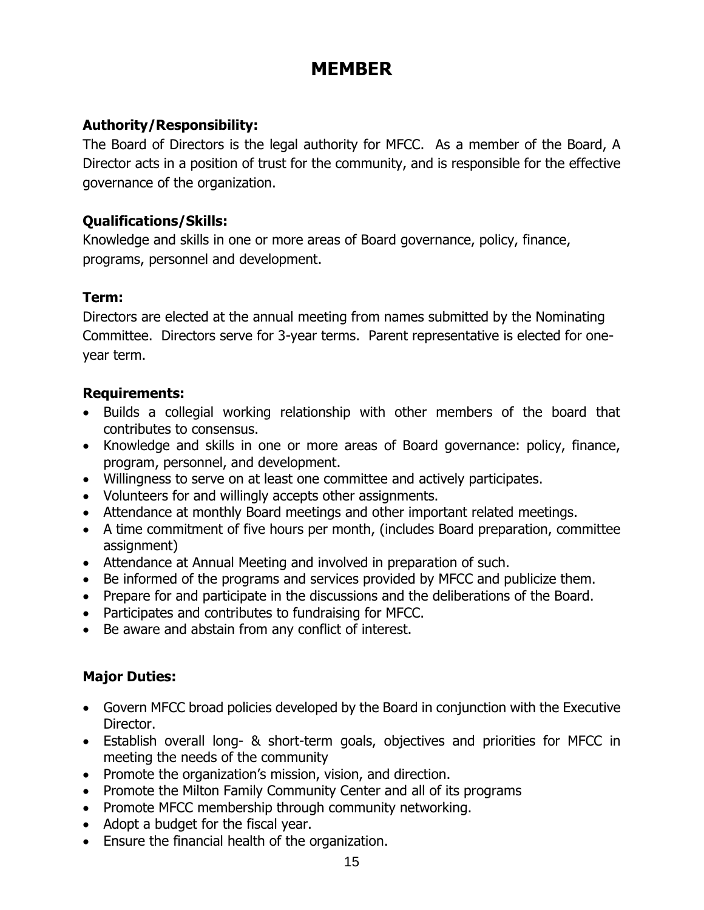# MEMBER

**Authority/Responsibility:**

The Board of Directors is the legal authority for MFCC. As a member of the Board, A Director acts in a position of trust for the community, and is responsible for the effective governance of the organization.

**Qualifications/Skills:**

Knowledge and skills in one or more areas of Board governance, policy, finance, programs, personnel and development.

**Term:**

Directors are elected at the annual meeting from names submitted by the Nominating Committee. Directors serve for 3-year terms. Parent representative is elected for one-year term.

**Requirements:**

- Builds a collegial working relationship with other members of the board that contributes to consensus.
- Knowledge and skills in one or more areas of Board governance: policy, finance, program, personnel, and development.
- Willingness to serve on at least one committee and actively participates.
- Volunteers for and willingly accepts other assignments.
- Attendance at monthly Board meetings and other important related meetings.
- A time commitment of five hours per month, (includes Board preparation, committee assignment)
- Attendance at Annual Meeting and involved in preparation of such.
- Be informed of the programs and services provided by MFCC and publicize them.
- Prepare for and participate in the discussions and the deliberations of the Board.
- Participates and contributes to fundraising for MFCC.
- Be aware and abstain from any conflict of interest.

**Major Duties:**

- Govern MFCC broad policies developed by the Board in conjunction with the Executive Director.
- Establish overall long- & short-term goals, objectives and priorities for MFCC in meeting the needs of the community
- Promote the organization's mission, vision, and direction.
- Promote the Milton Family Community Center and all of its programs
- Promote MFCC membership through community networking.
- Adopt a budget for the fiscal year.
- Ensure the financial health of the organization.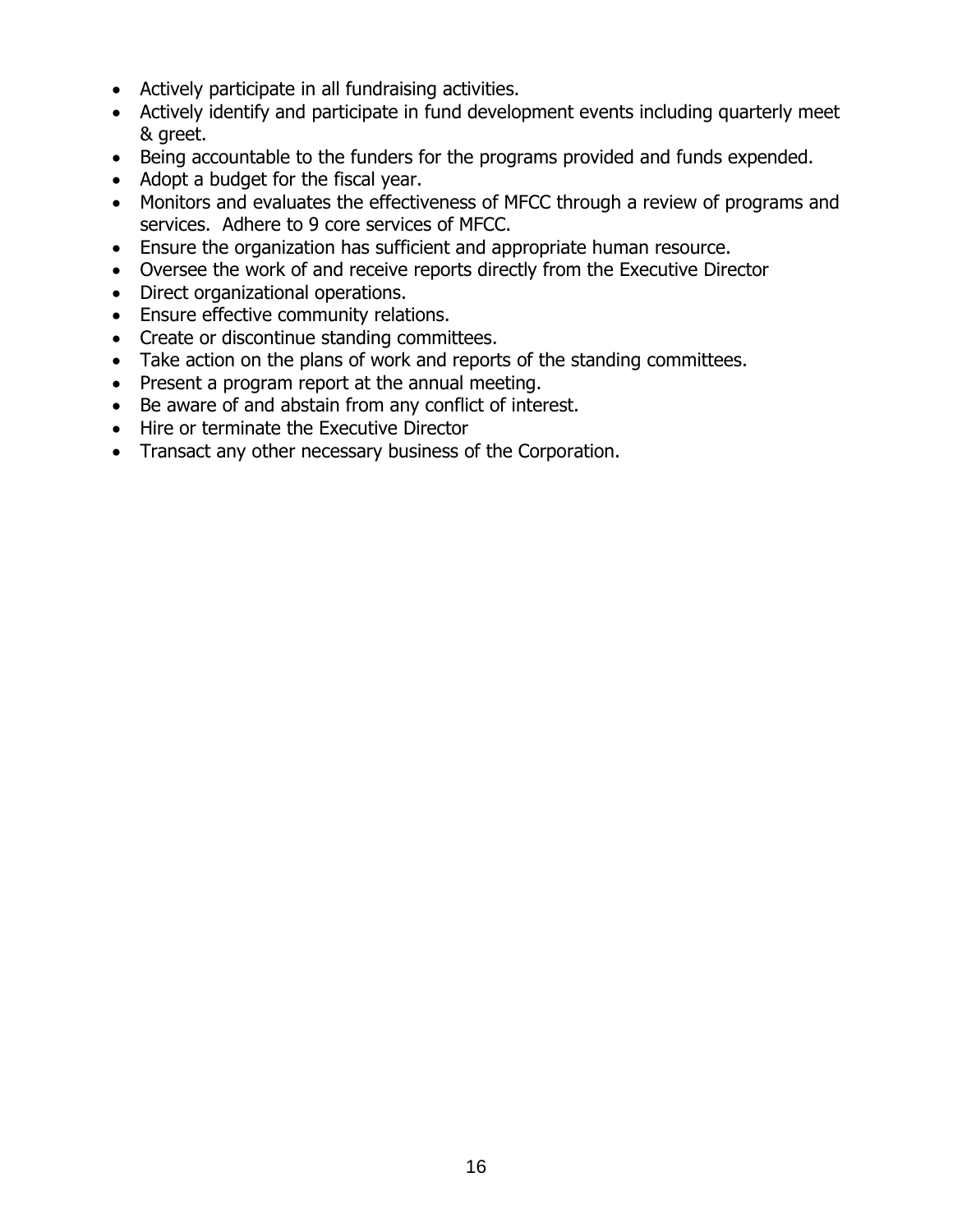- Actively participate in all fundraising activities.
- Actively identify and participate in fund development events including quarterly meet & greet.
- Being accountable to the funders for the programs provided and funds expended.
- Adopt a budget for the fiscal year.
- Monitors and evaluates the effectiveness of MFCC through a review of programs and services. Adhere to 9 core services of MFCC.
- Ensure the organization has sufficient and appropriate human resource.
- Oversee the work of and receive reports directly from the Executive Director
- Direct organizational operations.
- Ensure effective community relations.
- Create or discontinue standing committees.
- Take action on the plans of work and reports of the standing committees.
- Present a program report at the annual meeting.
- Be aware of and abstain from any conflict of interest.
- Hire or terminate the Executive Director
- Transact any other necessary business of the Corporation.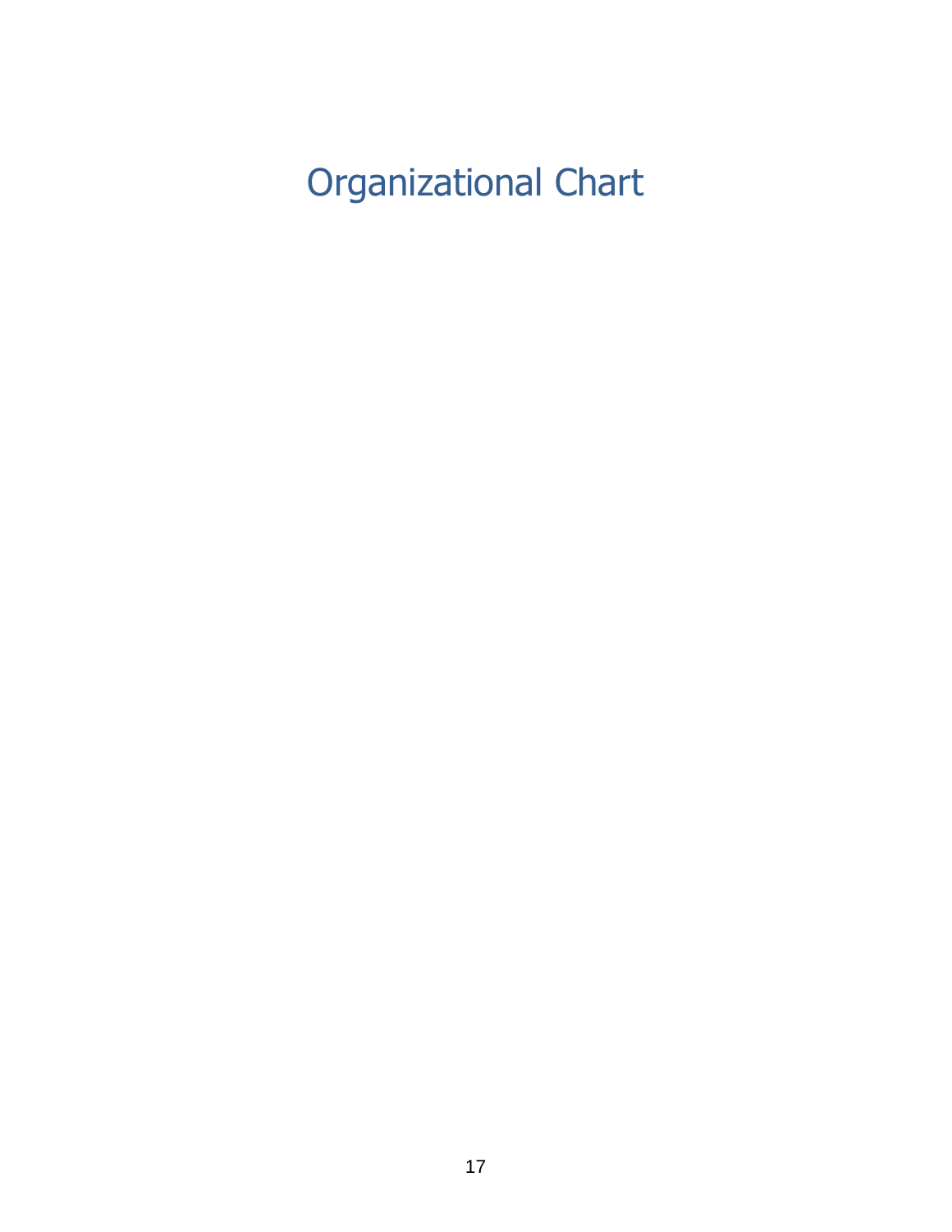# Organizational Chart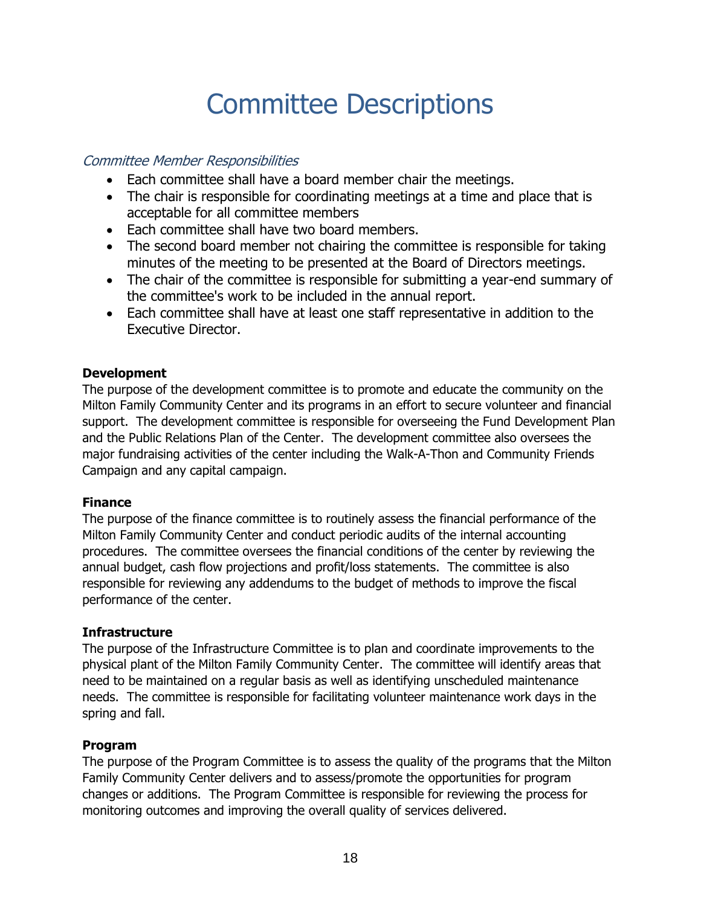# Committee Descriptions

*Committee Member Responsibilities*

- Each committee shall have a board member chair the meetings.
- The chair is responsible for coordinating meetings at a time and place that is acceptable for all committee members
- Each committee shall have two board members.
- The second board member not chairing the committee is responsible for taking minutes of the meeting to be presented at the Board of Directors meetings.
- The chair of the committee is responsible for submitting a year-end summary of the committee's work to be included in the annual report.
- Each committee shall have at least one staff representative in addition to the Executive Director.

**Development**

The purpose of the development committee is to promote and educate the community on the Milton Family Community Center and its programs in an effort to secure volunteer and financial support. The development committee is responsible for overseeing the Fund Development Plan and the Public Relations Plan of the Center. The development committee also oversees the major fundraising activities of the center including the Walk-A-Thon and Community Friends Campaign and any capital campaign.

**Finance**

The purpose of the finance committee is to routinely assess the financial performance of the Milton Family Community Center and conduct periodic audits of the internal accounting procedures. The committee oversees the financial conditions of the center by reviewing the annual budget, cash flow projections and profit/loss statements. The committee is also responsible for reviewing any addendums to the budget of methods to improve the fiscal performance of the center.

**Infrastructure**

The purpose of the Infrastructure Committee is to plan and coordinate improvements to the physical plant of the Milton Family Community Center. The committee will identify areas that need to be maintained on a regular basis as well as identifying unscheduled maintenance needs. The committee is responsible for facilitating volunteer maintenance work days in the spring and fall.

**Program**

The purpose of the Program Committee is to assess the quality of the programs that the Milton Family Community Center delivers and to assess/promote the opportunities for program changes or additions. The Program Committee is responsible for reviewing the process for monitoring outcomes and improving the overall quality of services delivered.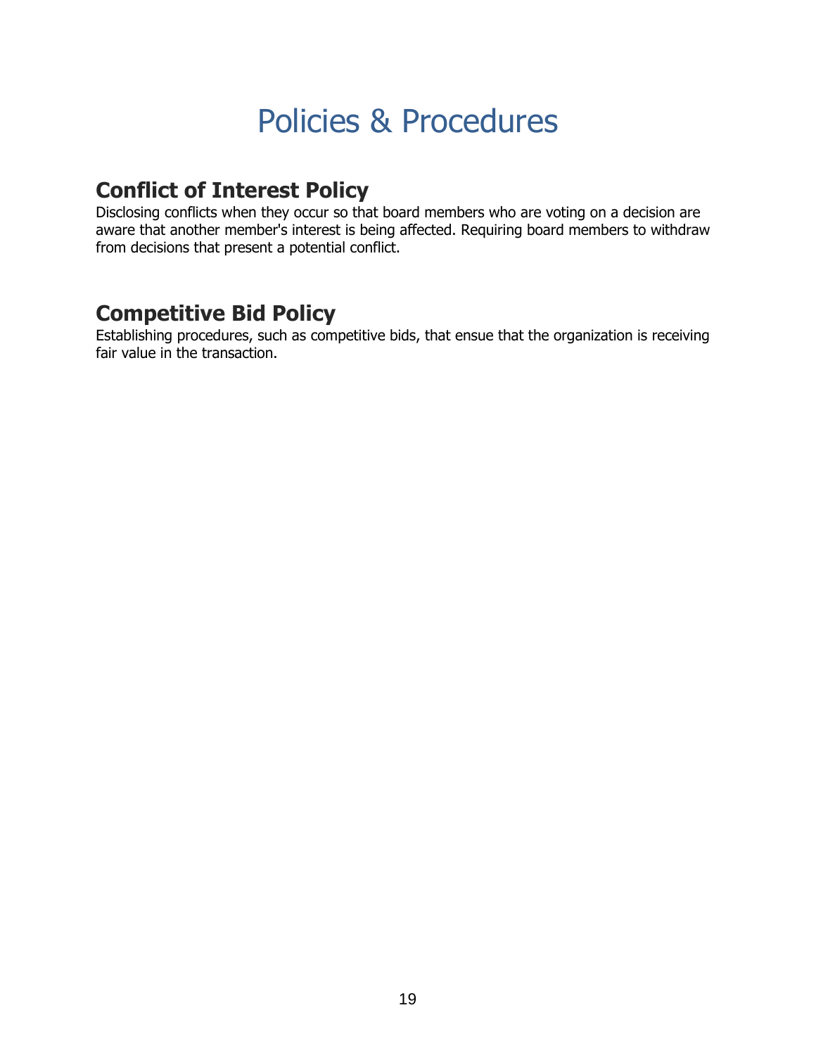# Policies & Procedures

## Conflict of Interest Policy

Disclosing conflicts when they occur so that board members who are voting on a decision are aware that another member's interest is being affected. Requiring board members to withdraw from decisions that present a potential conflict.

## Competitive Bid Policy

Establishing procedures, such as competitive bids, that ensue that the organization is receiving fair value in the transaction.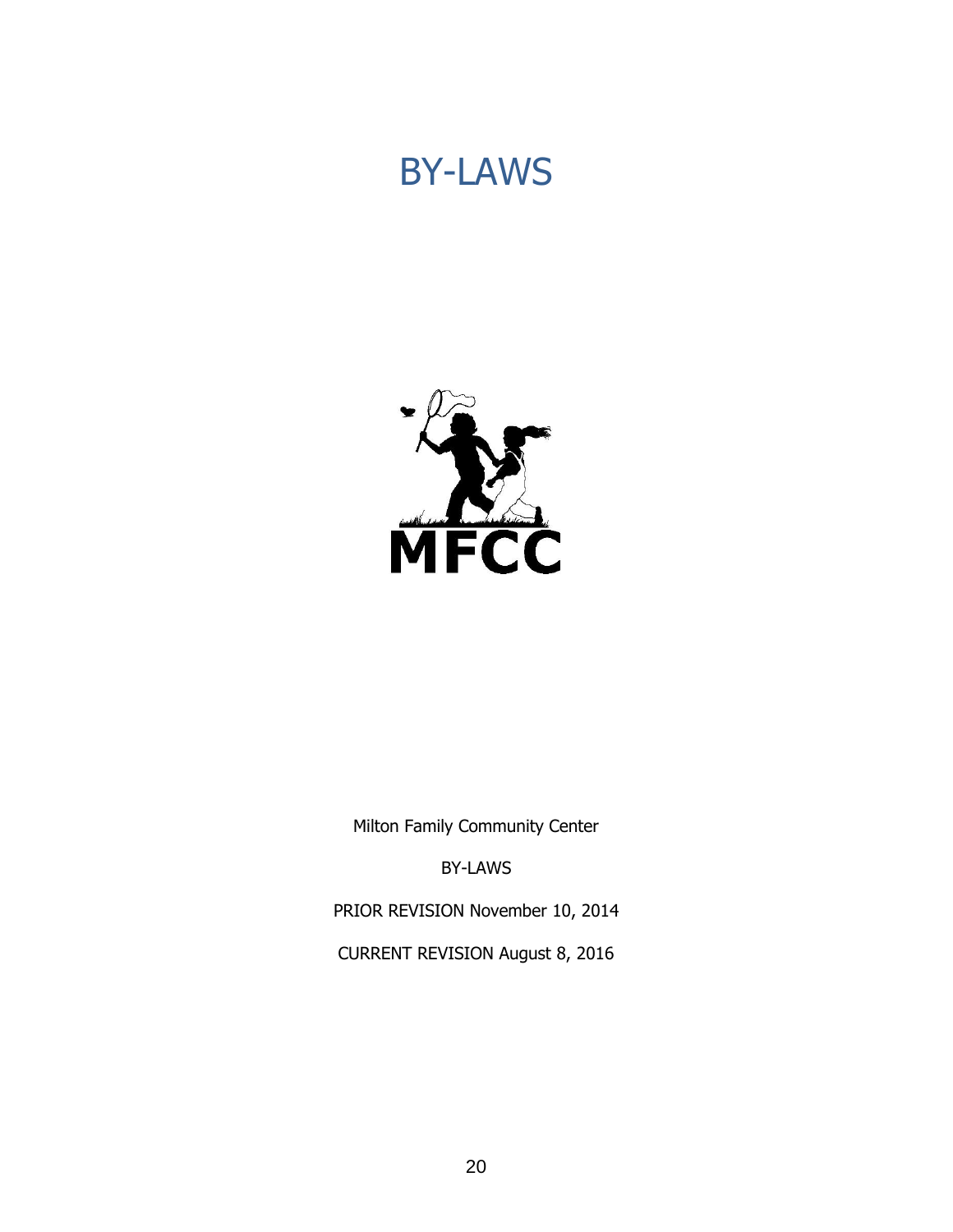# BY-LAWS

MFCC

Milton Family Community Center

BY-LAWS

PRIOR REVISION November 10, 2014

CURRENT REVISION August 8, 2016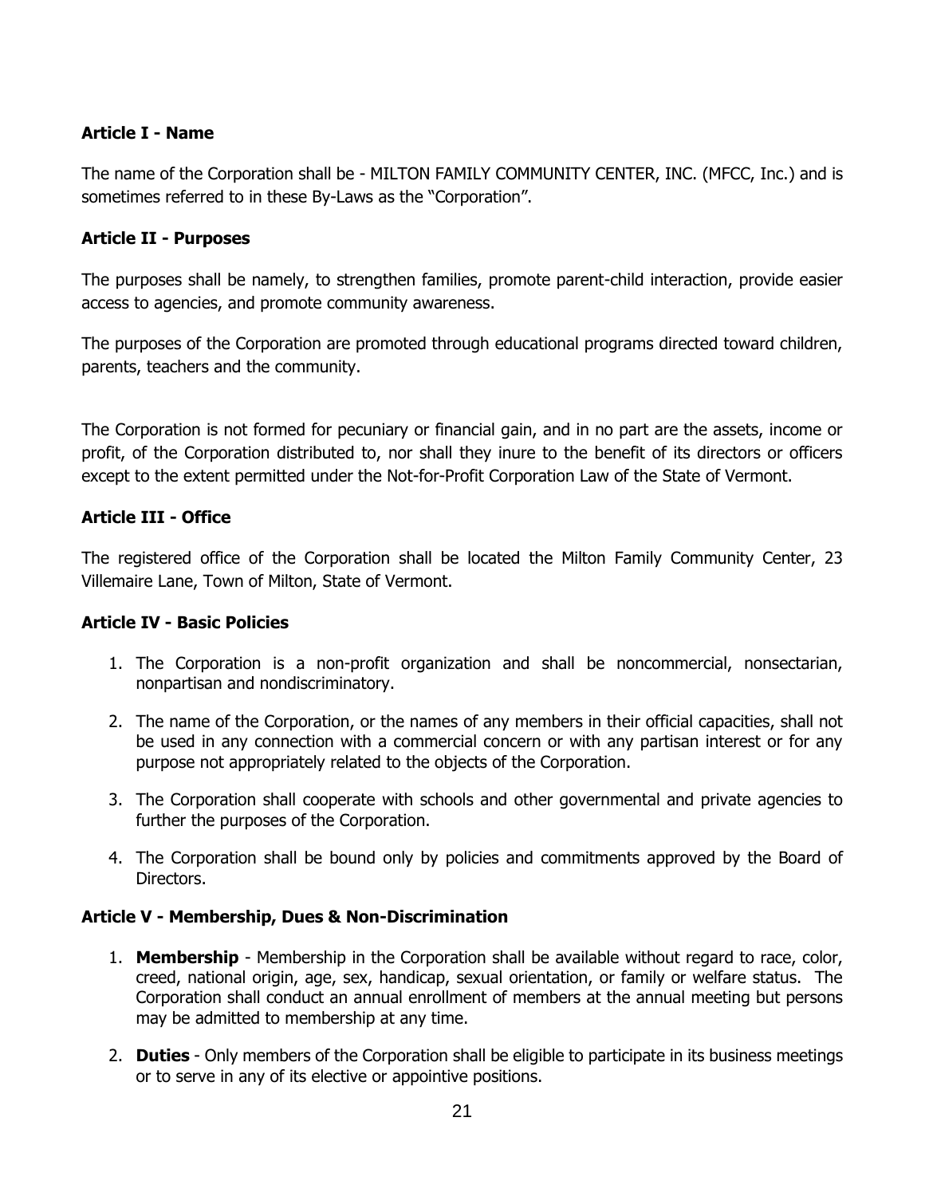**Article I - Name**

The name of the Corporation shall be - MILTON FAMILY COMMUNITY CENTER, INC. (MFCC, Inc.) and is sometimes referred to in these By-Laws as the "Corporation".

**Article II - Purposes**

The purposes shall be namely, to strengthen families, promote parent-child interaction, provide easier access to agencies, and promote community awareness.

The purposes of the Corporation are promoted through educational programs directed toward children, parents, teachers and the community.

The Corporation is not formed for pecuniary or financial gain, and in no part are the assets, income or profit, of the Corporation distributed to, nor shall they inure to the benefit of its directors or officers except to the extent permitted under the Not-for-Profit Corporation Law of the State of Vermont.

**Article III - Office**

The registered office of the Corporation shall be located the Milton Family Community Center, 23 Villemaire Lane, Town of Milton, State of Vermont.

**Article IV - Basic Policies**

1. The Corporation is a non-profit organization and shall be noncommercial, nonsectarian, nonpartisan and nondiscriminatory.
2. The name of the Corporation, or the names of any members in their official capacities, shall not be used in any connection with a commercial concern or with any partisan interest or for any purpose not appropriately related to the objects of the Corporation.
3. The Corporation shall cooperate with schools and other governmental and private agencies to further the purposes of the Corporation.
4. The Corporation shall be bound only by policies and commitments approved by the Board of Directors.

**Article V - Membership, Dues & Non-Discrimination**

1. **Membership** - Membership in the Corporation shall be available without regard to race, color, creed, national origin, age, sex, handicap, sexual orientation, or family or welfare status. The Corporation shall conduct an annual enrollment of members at the annual meeting but persons may be admitted to membership at any time.
2. **Duties** - Only members of the Corporation shall be eligible to participate in its business meetings or to serve in any of its elective or appointive positions.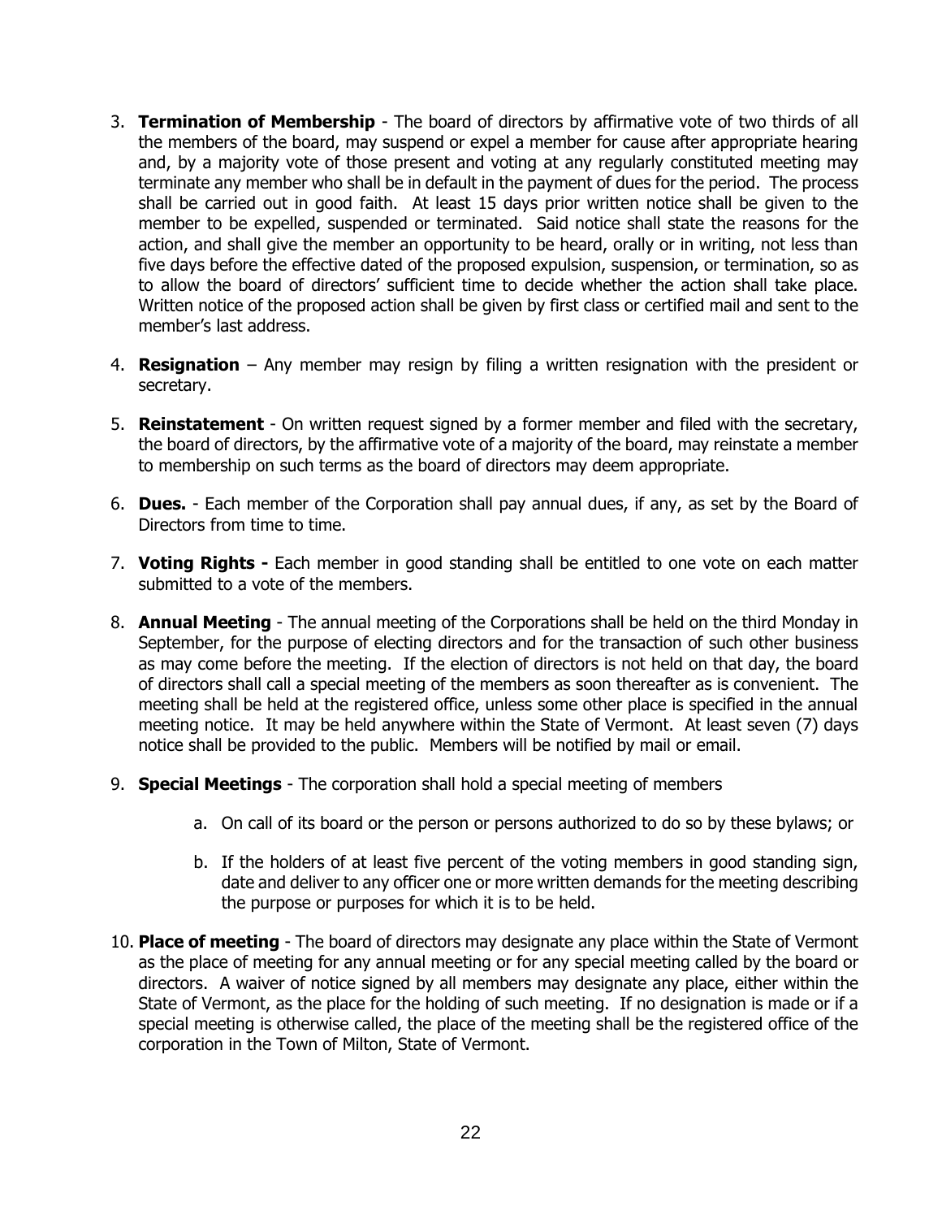3. **Termination of Membership** - The board of directors by affirmative vote of two thirds of all the members of the board, may suspend or expel a member for cause after appropriate hearing and, by a majority vote of those present and voting at any regularly constituted meeting may terminate any member who shall be in default in the payment of dues for the period. The process shall be carried out in good faith. At least 15 days prior written notice shall be given to the member to be expelled, suspended or terminated. Said notice shall state the reasons for the action, and shall give the member an opportunity to be heard, orally or in writing, not less than five days before the effective dated of the proposed expulsion, suspension, or termination, so as to allow the board of directors' sufficient time to decide whether the action shall take place. Written notice of the proposed action shall be given by first class or certified mail and sent to the member's last address.

4. **Resignation** – Any member may resign by filing a written resignation with the president or secretary.

5. **Reinstatement** - On written request signed by a former member and filed with the secretary, the board of directors, by the affirmative vote of a majority of the board, may reinstate a member to membership on such terms as the board of directors may deem appropriate.

6. **Dues.** - Each member of the Corporation shall pay annual dues, if any, as set by the Board of Directors from time to time.

7. **Voting Rights -** Each member in good standing shall be entitled to one vote on each matter submitted to a vote of the members.

8. **Annual Meeting** - The annual meeting of the Corporations shall be held on the third Monday in September, for the purpose of electing directors and for the transaction of such other business as may come before the meeting. If the election of directors is not held on that day, the board of directors shall call a special meeting of the members as soon thereafter as is convenient. The meeting shall be held at the registered office, unless some other place is specified in the annual meeting notice. It may be held anywhere within the State of Vermont. At least seven (7) days notice shall be provided to the public. Members will be notified by mail or email.

9. **Special Meetings** - The corporation shall hold a special meeting of members

   a. On call of its board or the person or persons authorized to do so by these bylaws; or

   b. If the holders of at least five percent of the voting members in good standing sign, date and deliver to any officer one or more written demands for the meeting describing the purpose or purposes for which it is to be held.

10. **Place of meeting** - The board of directors may designate any place within the State of Vermont as the place of meeting for any annual meeting or for any special meeting called by the board or directors. A waiver of notice signed by all members may designate any place, either within the State of Vermont, as the place for the holding of such meeting. If no designation is made or if a special meeting is otherwise called, the place of the meeting shall be the registered office of the corporation in the Town of Milton, State of Vermont.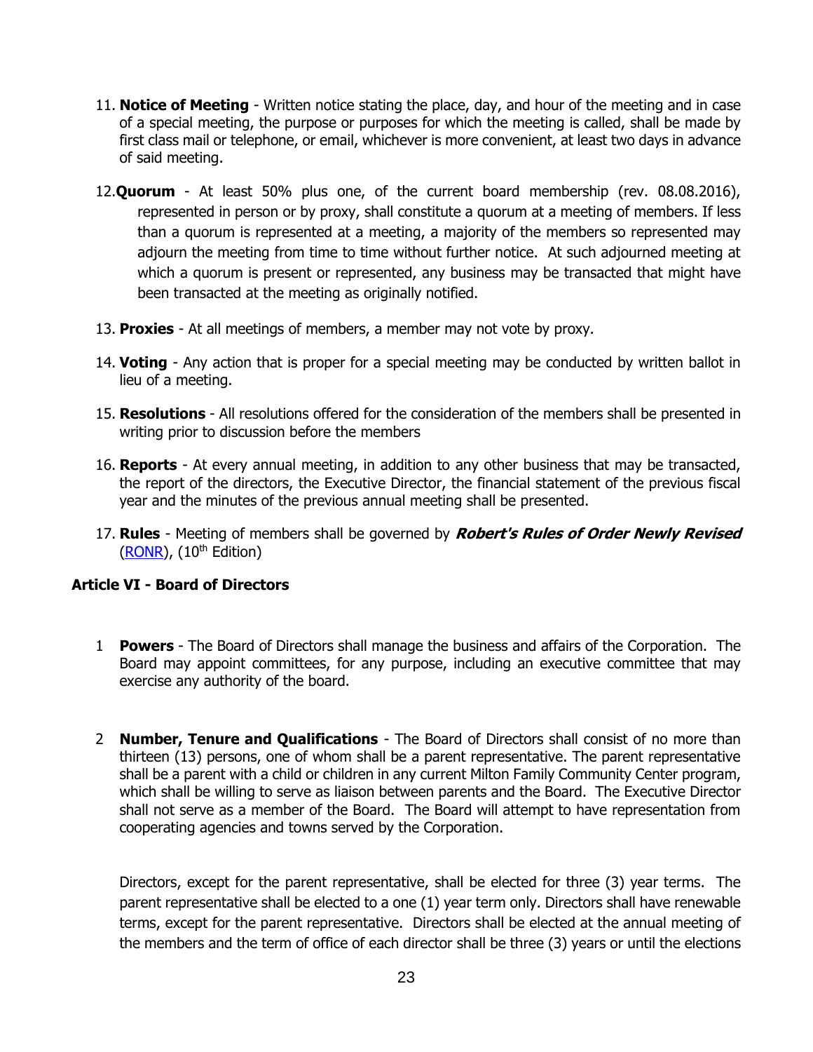11. **Notice of Meeting** - Written notice stating the place, day, and hour of the meeting and in case of a special meeting, the purpose or purposes for which the meeting is called, shall be made by first class mail or telephone, or email, whichever is more convenient, at least two days in advance of said meeting.

12. **Quorum** - At least 50% plus one, of the current board membership (rev. 08.08.2016), represented in person or by proxy, shall constitute a quorum at a meeting of members. If less than a quorum is represented at a meeting, a majority of the members so represented may adjourn the meeting from time to time without further notice. At such adjourned meeting at which a quorum is present or represented, any business may be transacted that might have been transacted at the meeting as originally notified.

13. **Proxies** - At all meetings of members, a member may not vote by proxy.

14. **Voting** - Any action that is proper for a special meeting may be conducted by written ballot in lieu of a meeting.

15. **Resolutions** - All resolutions offered for the consideration of the members shall be presented in writing prior to discussion before the members

16. **Reports** - At every annual meeting, in addition to any other business that may be transacted, the report of the directors, the Executive Director, the financial statement of the previous fiscal year and the minutes of the previous annual meeting shall be presented.

17. **Rules** - Meeting of members shall be governed by ***Robert's Rules of Order Newly Revised*** (RONR), (10th Edition)

### Article VI - Board of Directors

1. **Powers** - The Board of Directors shall manage the business and affairs of the Corporation. The Board may appoint committees, for any purpose, including an executive committee that may exercise any authority of the board.

2. **Number, Tenure and Qualifications** - The Board of Directors shall consist of no more than thirteen (13) persons, one of whom shall be a parent representative. The parent representative shall be a parent with a child or children in any current Milton Family Community Center program, which shall be willing to serve as liaison between parents and the Board. The Executive Director shall not serve as a member of the Board. The Board will attempt to have representation from cooperating agencies and towns served by the Corporation.

   Directors, except for the parent representative, shall be elected for three (3) year terms. The parent representative shall be elected to a one (1) year term only. Directors shall have renewable terms, except for the parent representative. Directors shall be elected at the annual meeting of the members and the term of office of each director shall be three (3) years or until the elections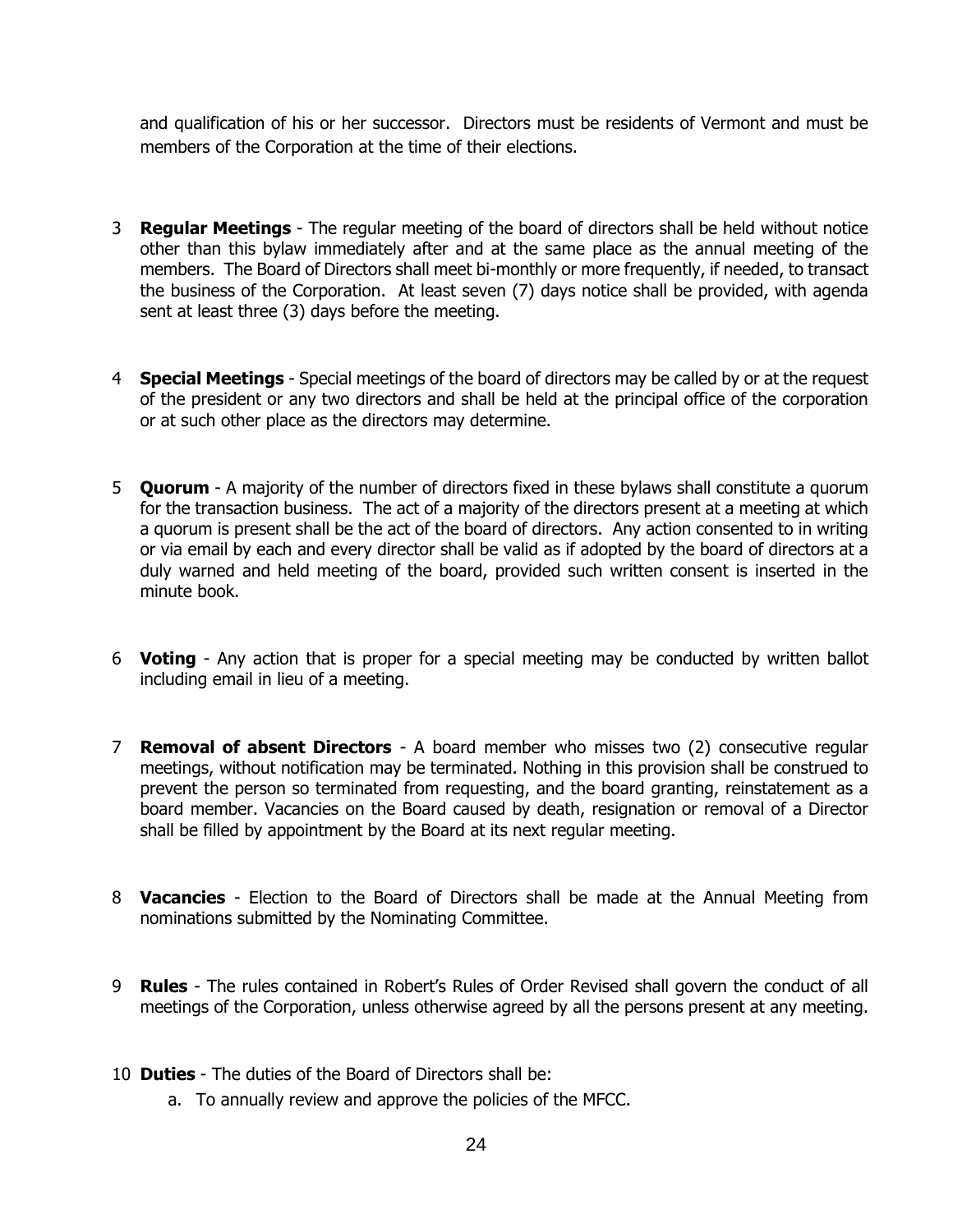and qualification of his or her successor. Directors must be residents of Vermont and must be members of the Corporation at the time of their elections.

3 **Regular Meetings** - The regular meeting of the board of directors shall be held without notice other than this bylaw immediately after and at the same place as the annual meeting of the members. The Board of Directors shall meet bi-monthly or more frequently, if needed, to transact the business of the Corporation. At least seven (7) days notice shall be provided, with agenda sent at least three (3) days before the meeting.

4 **Special Meetings** - Special meetings of the board of directors may be called by or at the request of the president or any two directors and shall be held at the principal office of the corporation or at such other place as the directors may determine.

5 **Quorum** - A majority of the number of directors fixed in these bylaws shall constitute a quorum for the transaction business. The act of a majority of the directors present at a meeting at which a quorum is present shall be the act of the board of directors. Any action consented to in writing or via email by each and every director shall be valid as if adopted by the board of directors at a duly warned and held meeting of the board, provided such written consent is inserted in the minute book.

6 **Voting** - Any action that is proper for a special meeting may be conducted by written ballot including email in lieu of a meeting.

7 **Removal of absent Directors** - A board member who misses two (2) consecutive regular meetings, without notification may be terminated. Nothing in this provision shall be construed to prevent the person so terminated from requesting, and the board granting, reinstatement as a board member. Vacancies on the Board caused by death, resignation or removal of a Director shall be filled by appointment by the Board at its next regular meeting.

8 **Vacancies** - Election to the Board of Directors shall be made at the Annual Meeting from nominations submitted by the Nominating Committee.

9 **Rules** - The rules contained in Robert's Rules of Order Revised shall govern the conduct of all meetings of the Corporation, unless otherwise agreed by all the persons present at any meeting.

10 **Duties** - The duties of the Board of Directors shall be:

a. To annually review and approve the policies of the MFCC.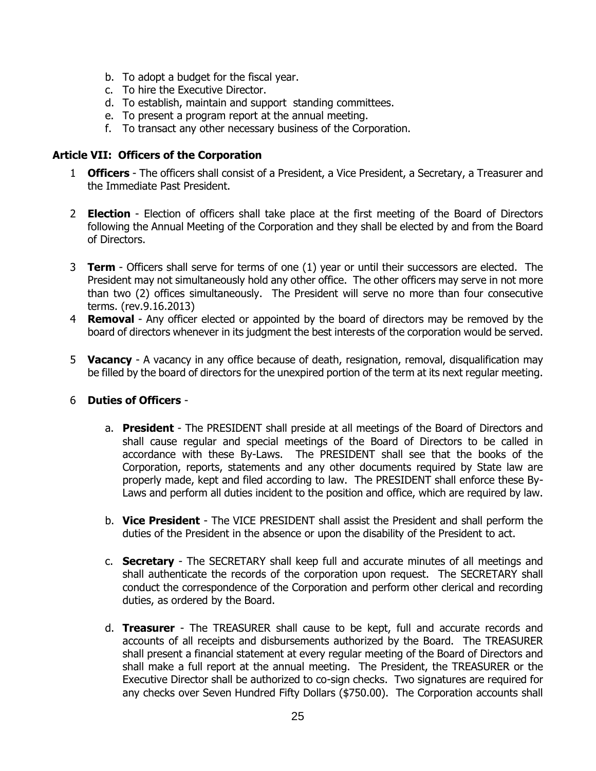b. To adopt a budget for the fiscal year.
c. To hire the Executive Director.
d. To establish, maintain and support standing committees.
e. To present a program report at the annual meeting.
f. To transact any other necessary business of the Corporation.

### Article VII: Officers of the Corporation

1 **Officers** - The officers shall consist of a President, a Vice President, a Secretary, a Treasurer and the Immediate Past President.

2 **Election** - Election of officers shall take place at the first meeting of the Board of Directors following the Annual Meeting of the Corporation and they shall be elected by and from the Board of Directors.

3 **Term** - Officers shall serve for terms of one (1) year or until their successors are elected. The President may not simultaneously hold any other office. The other officers may serve in not more than two (2) offices simultaneously. The President will serve no more than four consecutive terms. (rev.9.16.2013)

4 **Removal** - Any officer elected or appointed by the board of directors may be removed by the board of directors whenever in its judgment the best interests of the corporation would be served.

5 **Vacancy** - A vacancy in any office because of death, resignation, removal, disqualification may be filled by the board of directors for the unexpired portion of the term at its next regular meeting.

6 **Duties of Officers** -

a. **President** - The PRESIDENT shall preside at all meetings of the Board of Directors and shall cause regular and special meetings of the Board of Directors to be called in accordance with these By-Laws. The PRESIDENT shall see that the books of the Corporation, reports, statements and any other documents required by State law are properly made, kept and filed according to law. The PRESIDENT shall enforce these By-Laws and perform all duties incident to the position and office, which are required by law.

b. **Vice President** - The VICE PRESIDENT shall assist the President and shall perform the duties of the President in the absence or upon the disability of the President to act.

c. **Secretary** - The SECRETARY shall keep full and accurate minutes of all meetings and shall authenticate the records of the corporation upon request. The SECRETARY shall conduct the correspondence of the Corporation and perform other clerical and recording duties, as ordered by the Board.

d. **Treasurer** - The TREASURER shall cause to be kept, full and accurate records and accounts of all receipts and disbursements authorized by the Board. The TREASURER shall present a financial statement at every regular meeting of the Board of Directors and shall make a full report at the annual meeting. The President, the TREASURER or the Executive Director shall be authorized to co-sign checks. Two signatures are required for any checks over Seven Hundred Fifty Dollars ($750.00). The Corporation accounts shall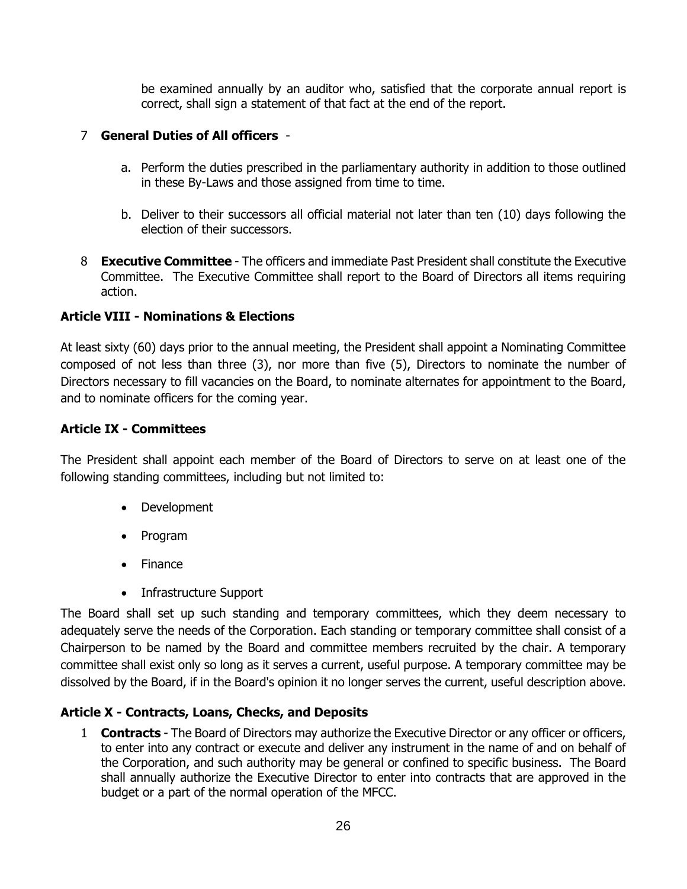be examined annually by an auditor who, satisfied that the corporate annual report is correct, shall sign a statement of that fact at the end of the report.

7 **General Duties of All officers** -

   a. Perform the duties prescribed in the parliamentary authority in addition to those outlined in these By-Laws and those assigned from time to time.

   b. Deliver to their successors all official material not later than ten (10) days following the election of their successors.

8 **Executive Committee** - The officers and immediate Past President shall constitute the Executive Committee. The Executive Committee shall report to the Board of Directors all items requiring action.

**Article VIII - Nominations & Elections**

At least sixty (60) days prior to the annual meeting, the President shall appoint a Nominating Committee composed of not less than three (3), nor more than five (5), Directors to nominate the number of Directors necessary to fill vacancies on the Board, to nominate alternates for appointment to the Board, and to nominate officers for the coming year.

**Article IX - Committees**

The President shall appoint each member of the Board of Directors to serve on at least one of the following standing committees, including but not limited to:

- Development
- Program
- Finance
- Infrastructure Support

The Board shall set up such standing and temporary committees, which they deem necessary to adequately serve the needs of the Corporation. Each standing or temporary committee shall consist of a Chairperson to be named by the Board and committee members recruited by the chair. A temporary committee shall exist only so long as it serves a current, useful purpose. A temporary committee may be dissolved by the Board, if in the Board's opinion it no longer serves the current, useful description above.

**Article X - Contracts, Loans, Checks, and Deposits**

1 **Contracts** - The Board of Directors may authorize the Executive Director or any officer or officers, to enter into any contract or execute and deliver any instrument in the name of and on behalf of the Corporation, and such authority may be general or confined to specific business. The Board shall annually authorize the Executive Director to enter into contracts that are approved in the budget or a part of the normal operation of the MFCC.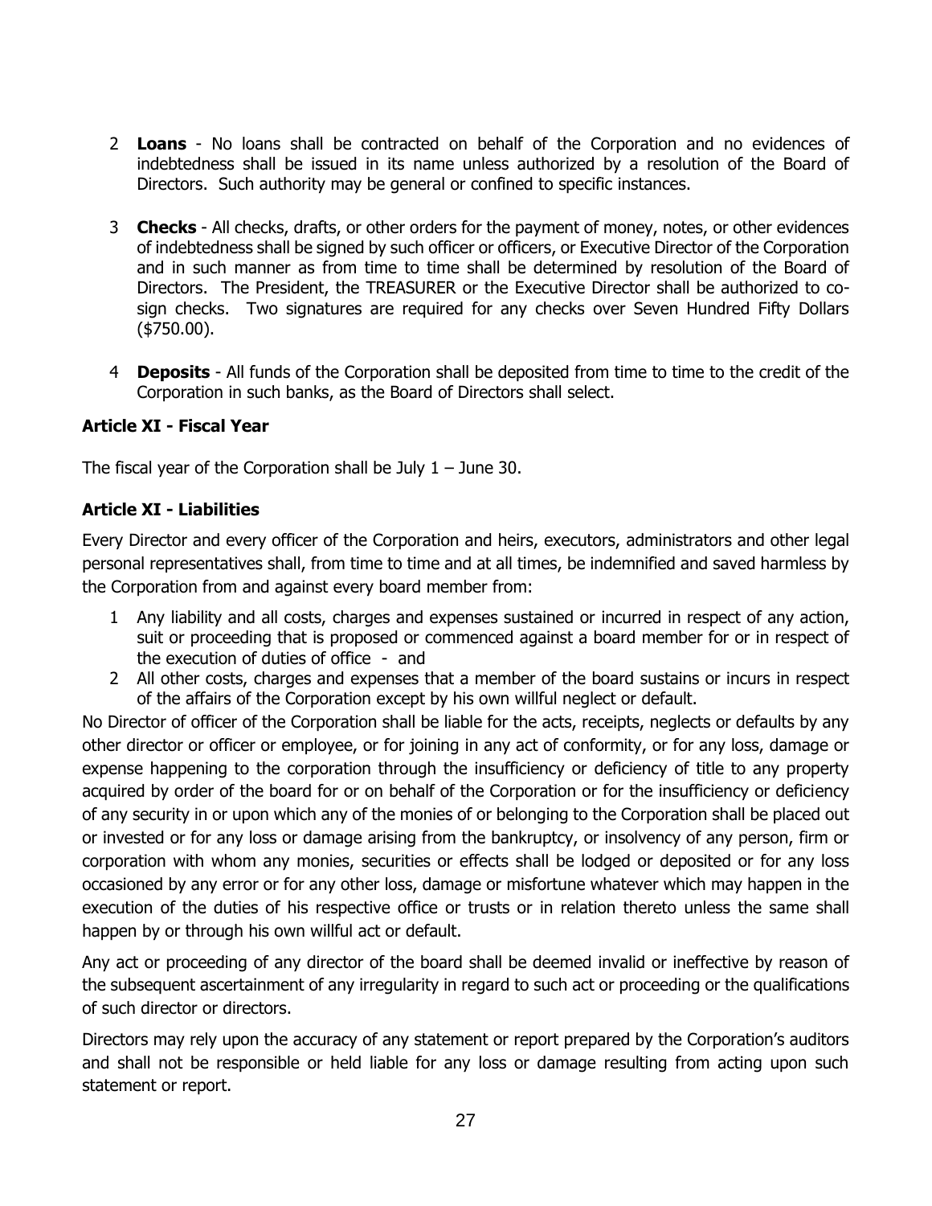2 **Loans** - No loans shall be contracted on behalf of the Corporation and no evidences of indebtedness shall be issued in its name unless authorized by a resolution of the Board of Directors. Such authority may be general or confined to specific instances.

3 **Checks** - All checks, drafts, or other orders for the payment of money, notes, or other evidences of indebtedness shall be signed by such officer or officers, or Executive Director of the Corporation and in such manner as from time to time shall be determined by resolution of the Board of Directors. The President, the TREASURER or the Executive Director shall be authorized to co-sign checks. Two signatures are required for any checks over Seven Hundred Fifty Dollars ($750.00).

4 **Deposits** - All funds of the Corporation shall be deposited from time to time to the credit of the Corporation in such banks, as the Board of Directors shall select.

**Article XI - Fiscal Year**

The fiscal year of the Corporation shall be July 1 – June 30.

**Article XI - Liabilities**

Every Director and every officer of the Corporation and heirs, executors, administrators and other legal personal representatives shall, from time to time and at all times, be indemnified and saved harmless by the Corporation from and against every board member from:

1 Any liability and all costs, charges and expenses sustained or incurred in respect of any action, suit or proceeding that is proposed or commenced against a board member for or in respect of the execution of duties of office - and
2 All other costs, charges and expenses that a member of the board sustains or incurs in respect of the affairs of the Corporation except by his own willful neglect or default.

No Director of officer of the Corporation shall be liable for the acts, receipts, neglects or defaults by any other director or officer or employee, or for joining in any act of conformity, or for any loss, damage or expense happening to the corporation through the insufficiency or deficiency of title to any property acquired by order of the board for or on behalf of the Corporation or for the insufficiency or deficiency of any security in or upon which any of the monies of or belonging to the Corporation shall be placed out or invested or for any loss or damage arising from the bankruptcy, or insolvency of any person, firm or corporation with whom any monies, securities or effects shall be lodged or deposited or for any loss occasioned by any error or for any other loss, damage or misfortune whatever which may happen in the execution of the duties of his respective office or trusts or in relation thereto unless the same shall happen by or through his own willful act or default.

Any act or proceeding of any director of the board shall be deemed invalid or ineffective by reason of the subsequent ascertainment of any irregularity in regard to such act or proceeding or the qualifications of such director or directors.

Directors may rely upon the accuracy of any statement or report prepared by the Corporation's auditors and shall not be responsible or held liable for any loss or damage resulting from acting upon such statement or report.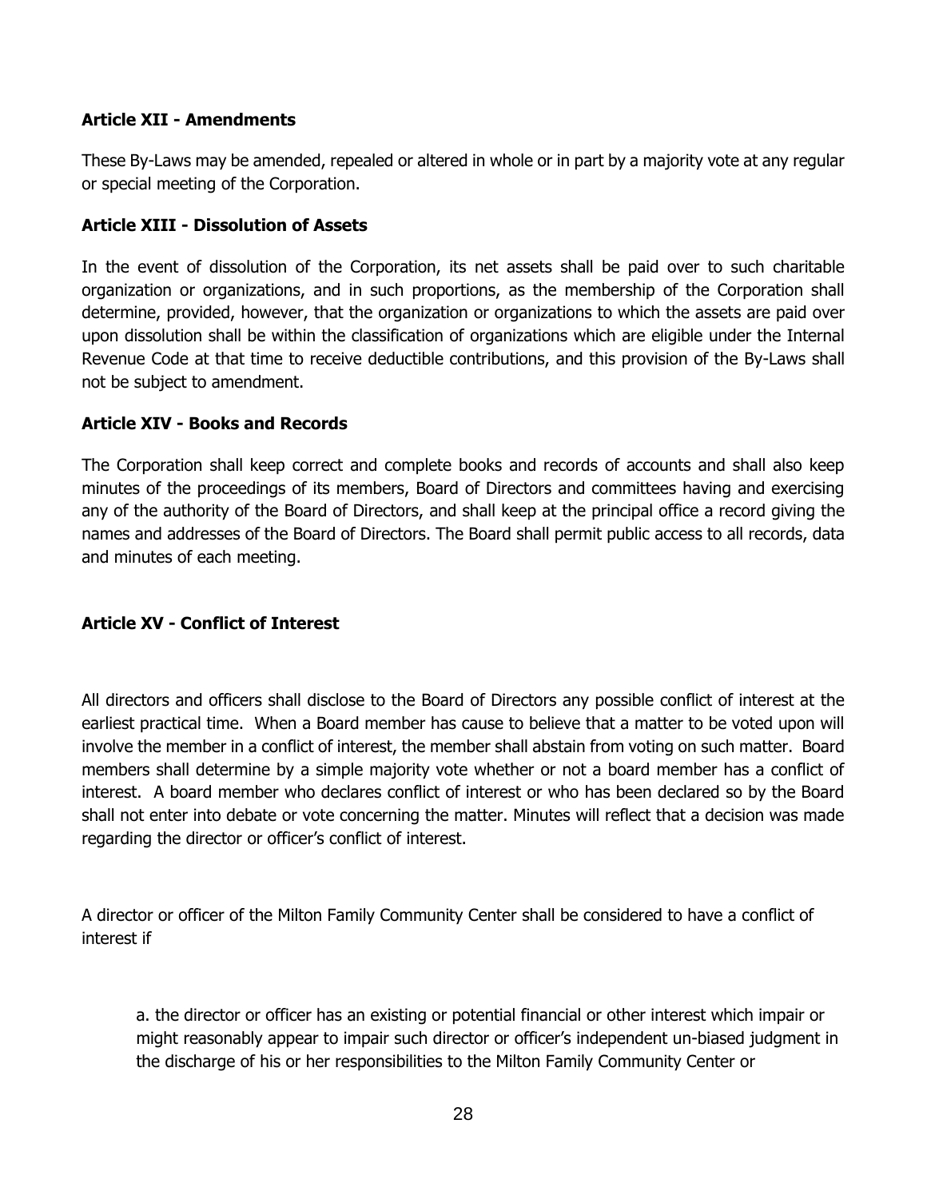**Article XII - Amendments**

These By-Laws may be amended, repealed or altered in whole or in part by a majority vote at any regular or special meeting of the Corporation.

**Article XIII - Dissolution of Assets**

In the event of dissolution of the Corporation, its net assets shall be paid over to such charitable organization or organizations, and in such proportions, as the membership of the Corporation shall determine, provided, however, that the organization or organizations to which the assets are paid over upon dissolution shall be within the classification of organizations which are eligible under the Internal Revenue Code at that time to receive deductible contributions, and this provision of the By-Laws shall not be subject to amendment.

**Article XIV - Books and Records**

The Corporation shall keep correct and complete books and records of accounts and shall also keep minutes of the proceedings of its members, Board of Directors and committees having and exercising any of the authority of the Board of Directors, and shall keep at the principal office a record giving the names and addresses of the Board of Directors. The Board shall permit public access to all records, data and minutes of each meeting.

**Article XV - Conflict of Interest**

All directors and officers shall disclose to the Board of Directors any possible conflict of interest at the earliest practical time. When a Board member has cause to believe that a matter to be voted upon will involve the member in a conflict of interest, the member shall abstain from voting on such matter. Board members shall determine by a simple majority vote whether or not a board member has a conflict of interest. A board member who declares conflict of interest or who has been declared so by the Board shall not enter into debate or vote concerning the matter. Minutes will reflect that a decision was made regarding the director or officer's conflict of interest.

A director or officer of the Milton Family Community Center shall be considered to have a conflict of interest if

a. the director or officer has an existing or potential financial or other interest which impair or might reasonably appear to impair such director or officer's independent un-biased judgment in the discharge of his or her responsibilities to the Milton Family Community Center or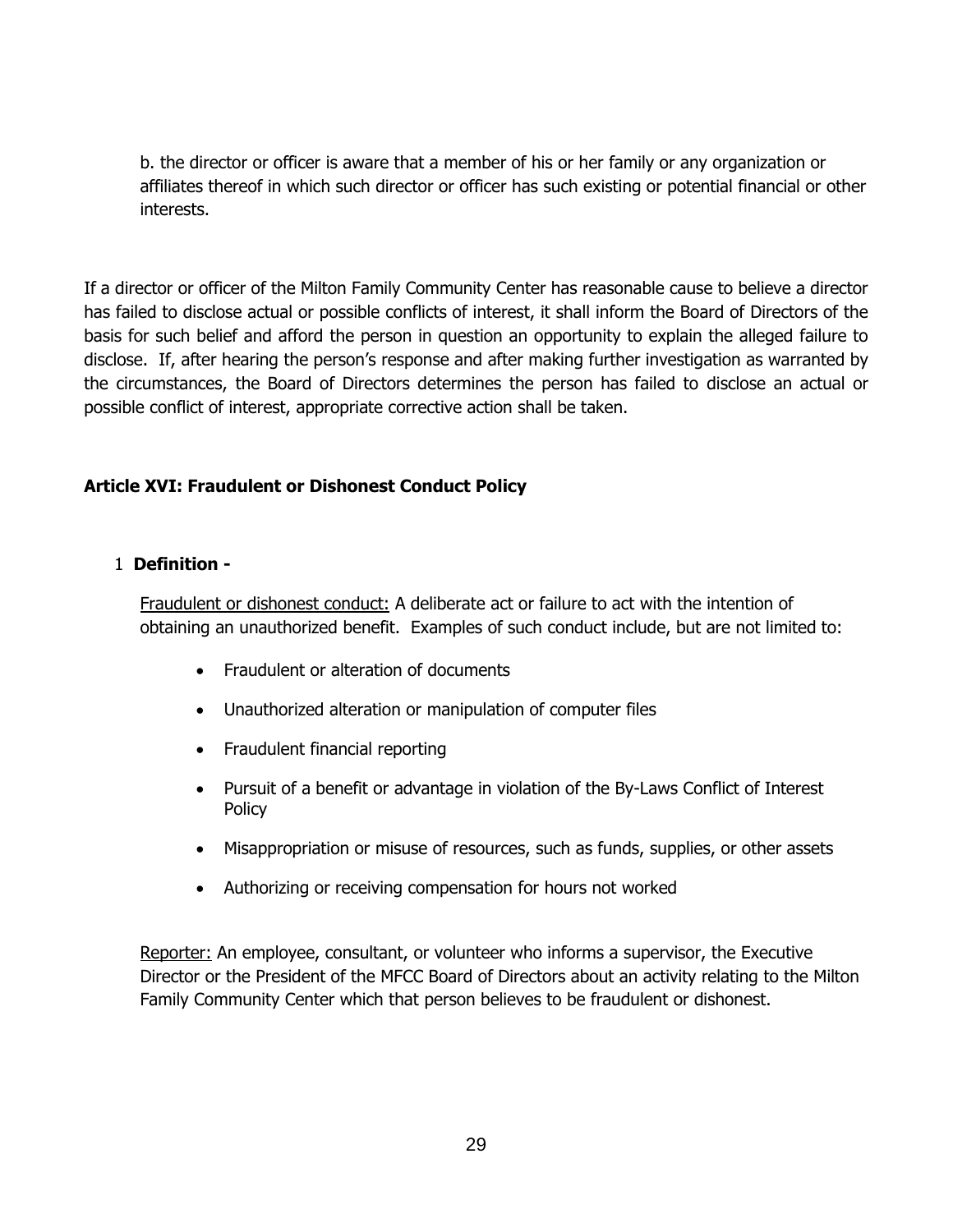b. the director or officer is aware that a member of his or her family or any organization or affiliates thereof in which such director or officer has such existing or potential financial or other interests.

If a director or officer of the Milton Family Community Center has reasonable cause to believe a director has failed to disclose actual or possible conflicts of interest, it shall inform the Board of Directors of the basis for such belief and afford the person in question an opportunity to explain the alleged failure to disclose. If, after hearing the person's response and after making further investigation as warranted by the circumstances, the Board of Directors determines the person has failed to disclose an actual or possible conflict of interest, appropriate corrective action shall be taken.

## Article XVI: Fraudulent or Dishonest Conduct Policy

1 **Definition -**

<u>Fraudulent or dishonest conduct:</u> A deliberate act or failure to act with the intention of obtaining an unauthorized benefit. Examples of such conduct include, but are not limited to:

- Fraudulent or alteration of documents
- Unauthorized alteration or manipulation of computer files
- Fraudulent financial reporting
- Pursuit of a benefit or advantage in violation of the By-Laws Conflict of Interest Policy
- Misappropriation or misuse of resources, such as funds, supplies, or other assets
- Authorizing or receiving compensation for hours not worked

<u>Reporter:</u> An employee, consultant, or volunteer who informs a supervisor, the Executive Director or the President of the MFCC Board of Directors about an activity relating to the Milton Family Community Center which that person believes to be fraudulent or dishonest.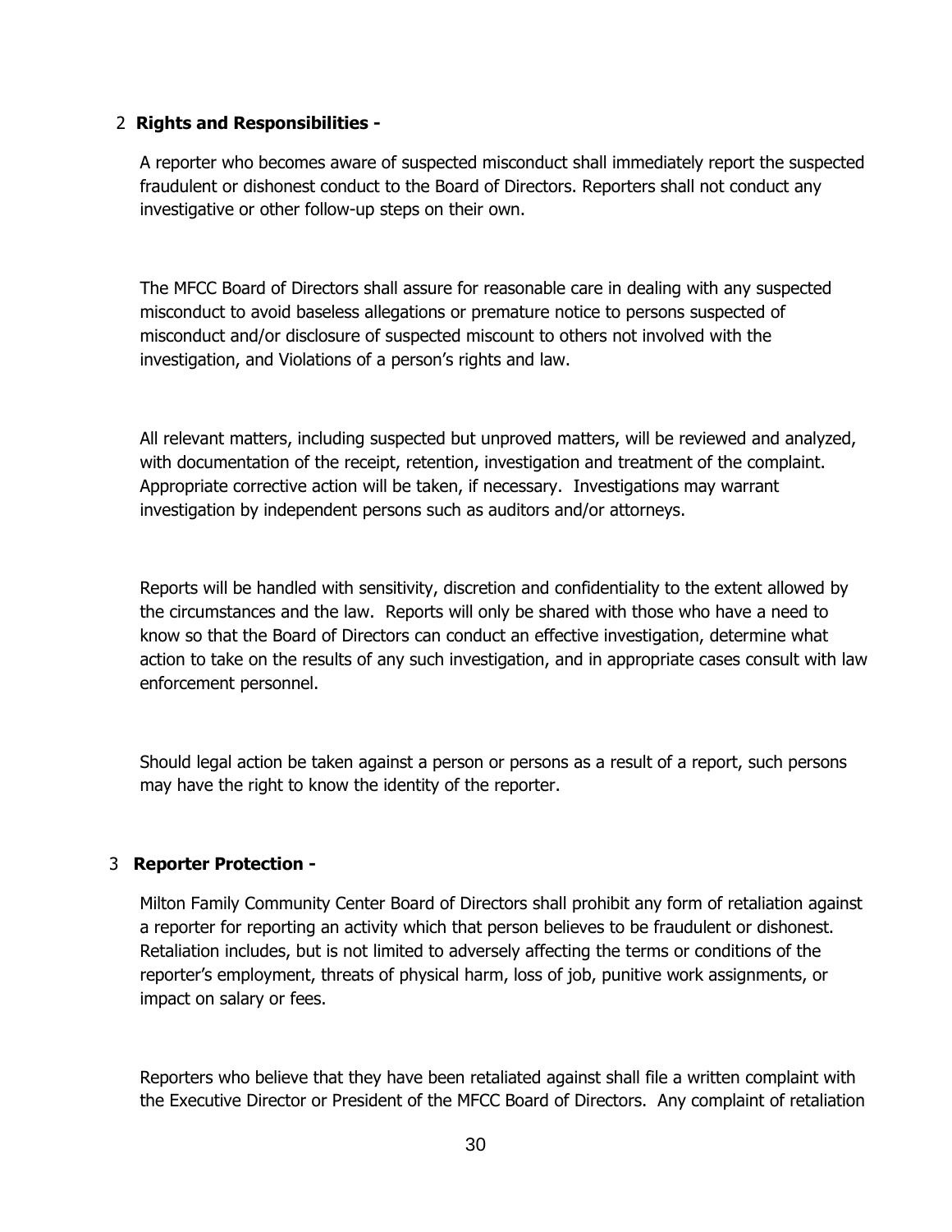2 **Rights and Responsibilities -**

A reporter who becomes aware of suspected misconduct shall immediately report the suspected fraudulent or dishonest conduct to the Board of Directors. Reporters shall not conduct any investigative or other follow-up steps on their own.

The MFCC Board of Directors shall assure for reasonable care in dealing with any suspected misconduct to avoid baseless allegations or premature notice to persons suspected of misconduct and/or disclosure of suspected miscount to others not involved with the investigation, and Violations of a person's rights and law.

All relevant matters, including suspected but unproved matters, will be reviewed and analyzed, with documentation of the receipt, retention, investigation and treatment of the complaint. Appropriate corrective action will be taken, if necessary. Investigations may warrant investigation by independent persons such as auditors and/or attorneys.

Reports will be handled with sensitivity, discretion and confidentiality to the extent allowed by the circumstances and the law. Reports will only be shared with those who have a need to know so that the Board of Directors can conduct an effective investigation, determine what action to take on the results of any such investigation, and in appropriate cases consult with law enforcement personnel.

Should legal action be taken against a person or persons as a result of a report, such persons may have the right to know the identity of the reporter.

3 **Reporter Protection -**

Milton Family Community Center Board of Directors shall prohibit any form of retaliation against a reporter for reporting an activity which that person believes to be fraudulent or dishonest. Retaliation includes, but is not limited to adversely affecting the terms or conditions of the reporter's employment, threats of physical harm, loss of job, punitive work assignments, or impact on salary or fees.

Reporters who believe that they have been retaliated against shall file a written complaint with the Executive Director or President of the MFCC Board of Directors. Any complaint of retaliation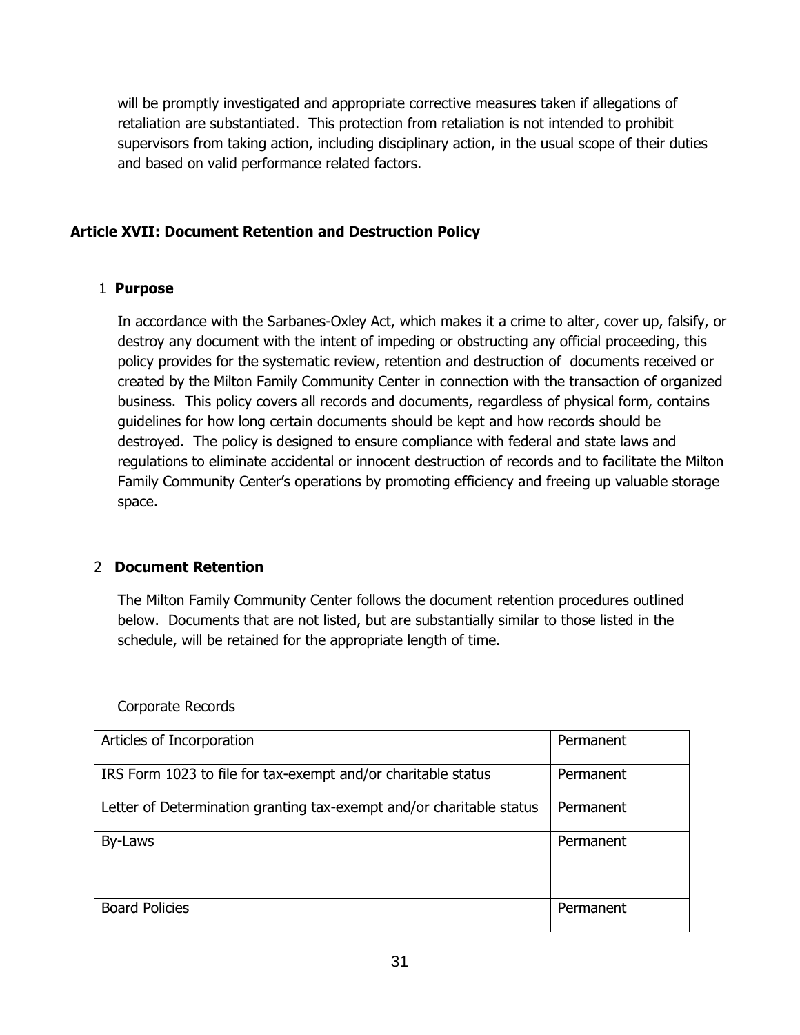will be promptly investigated and appropriate corrective measures taken if allegations of retaliation are substantiated. This protection from retaliation is not intended to prohibit supervisors from taking action, including disciplinary action, in the usual scope of their duties and based on valid performance related factors.

## Article XVII: Document Retention and Destruction Policy

### 1 Purpose

In accordance with the Sarbanes-Oxley Act, which makes it a crime to alter, cover up, falsify, or destroy any document with the intent of impeding or obstructing any official proceeding, this policy provides for the systematic review, retention and destruction of documents received or created by the Milton Family Community Center in connection with the transaction of organized business. This policy covers all records and documents, regardless of physical form, contains guidelines for how long certain documents should be kept and how records should be destroyed. The policy is designed to ensure compliance with federal and state laws and regulations to eliminate accidental or innocent destruction of records and to facilitate the Milton Family Community Center's operations by promoting efficiency and freeing up valuable storage space.

### 2 Document Retention

The Milton Family Community Center follows the document retention procedures outlined below. Documents that are not listed, but are substantially similar to those listed in the schedule, will be retained for the appropriate length of time.

Corporate Records

| Document | Retention |
|---|---|
| Articles of Incorporation | Permanent |
| IRS Form 1023 to file for tax-exempt and/or charitable status | Permanent |
| Letter of Determination granting tax-exempt and/or charitable status | Permanent |
| By-Laws | Permanent |
| Board Policies | Permanent |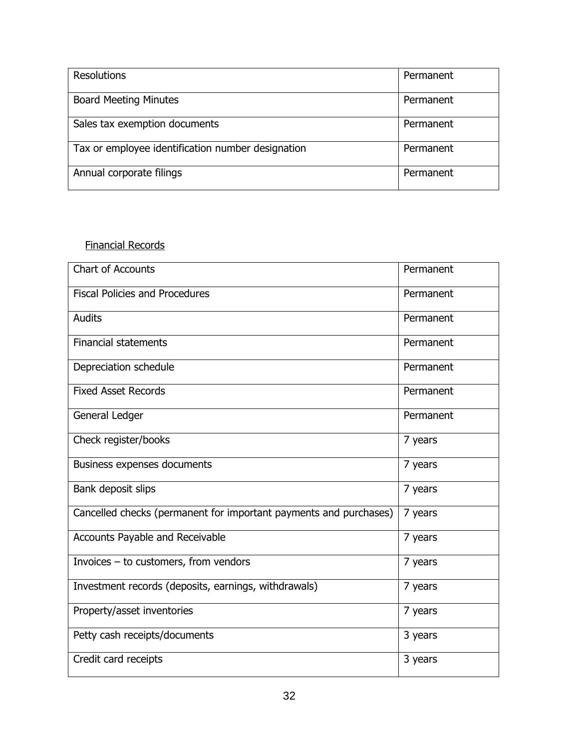| Resolutions | Permanent |
|---|---|
| Board Meeting Minutes | Permanent |
| Sales tax exemption documents | Permanent |
| Tax or employee identification number designation | Permanent |
| Annual corporate filings | Permanent |

Financial Records

| Chart of Accounts | Permanent |
|---|---|
| Fiscal Policies and Procedures | Permanent |
| Audits | Permanent |
| Financial statements | Permanent |
| Depreciation schedule | Permanent |
| Fixed Asset Records | Permanent |
| General Ledger | Permanent |
| Check register/books | 7 years |
| Business expenses documents | 7 years |
| Bank deposit slips | 7 years |
| Cancelled checks (permanent for important payments and purchases) | 7 years |
| Accounts Payable and Receivable | 7 years |
| Invoices – to customers, from vendors | 7 years |
| Investment records (deposits, earnings, withdrawals) | 7 years |
| Property/asset inventories | 7 years |
| Petty cash receipts/documents | 3 years |
| Credit card receipts | 3 years |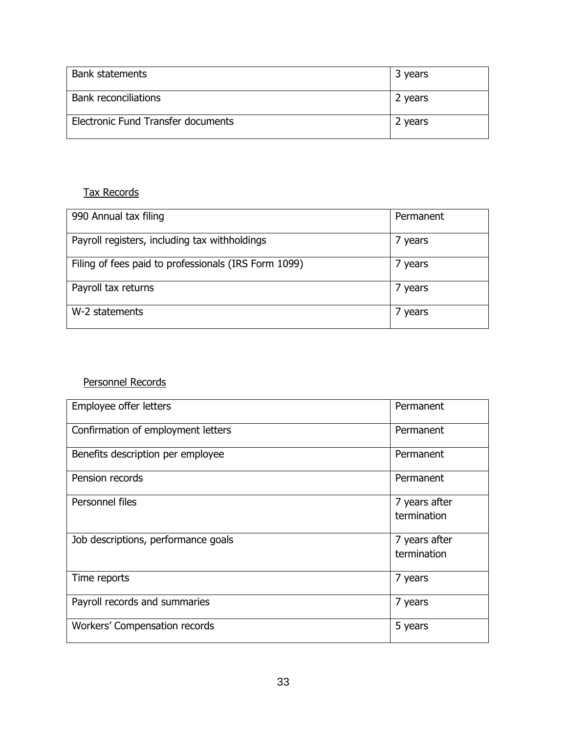| | |
|---|---|
| Bank statements | 3 years |
| Bank reconciliations | 2 years |
| Electronic Fund Transfer documents | 2 years |

<u>Tax Records</u>

| | |
|---|---|
| 990 Annual tax filing | Permanent |
| Payroll registers, including tax withholdings | 7 years |
| Filing of fees paid to professionals (IRS Form 1099) | 7 years |
| Payroll tax returns | 7 years |
| W-2 statements | 7 years |

<u>Personnel Records</u>

| | |
|---|---|
| Employee offer letters | Permanent |
| Confirmation of employment letters | Permanent |
| Benefits description per employee | Permanent |
| Pension records | Permanent |
| Personnel files | 7 years after termination |
| Job descriptions, performance goals | 7 years after termination |
| Time reports | 7 years |
| Payroll records and summaries | 7 years |
| Workers' Compensation records | 5 years |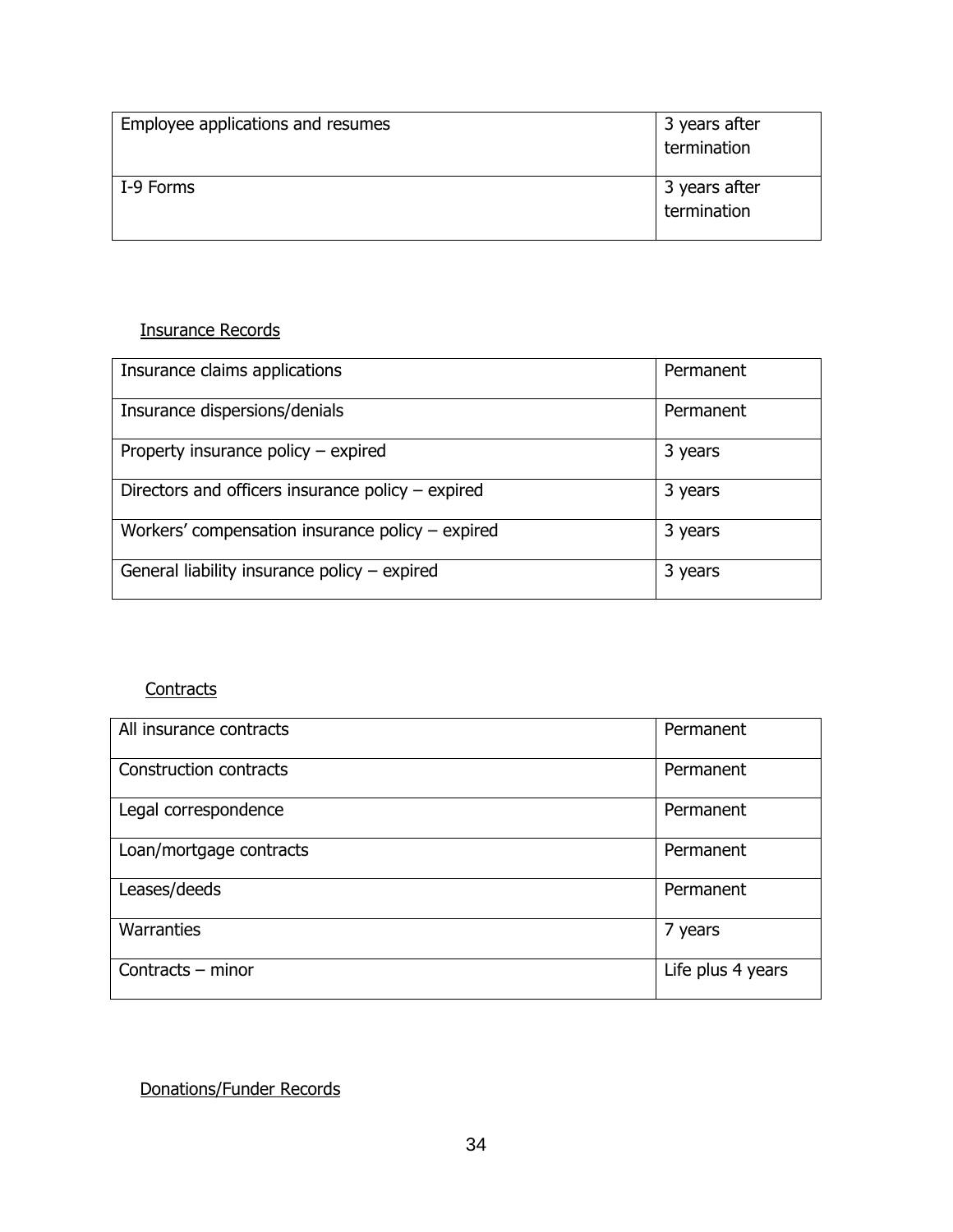| Employee applications and resumes | 3 years after termination |
|---|---|
| I-9 Forms | 3 years after termination |

Insurance Records

| Insurance claims applications | Permanent |
|---|---|
| Insurance dispersions/denials | Permanent |
| Property insurance policy – expired | 3 years |
| Directors and officers insurance policy – expired | 3 years |
| Workers' compensation insurance policy – expired | 3 years |
| General liability insurance policy – expired | 3 years |

Contracts

| All insurance contracts | Permanent |
|---|---|
| Construction contracts | Permanent |
| Legal correspondence | Permanent |
| Loan/mortgage contracts | Permanent |
| Leases/deeds | Permanent |
| Warranties | 7 years |
| Contracts – minor | Life plus 4 years |

Donations/Funder Records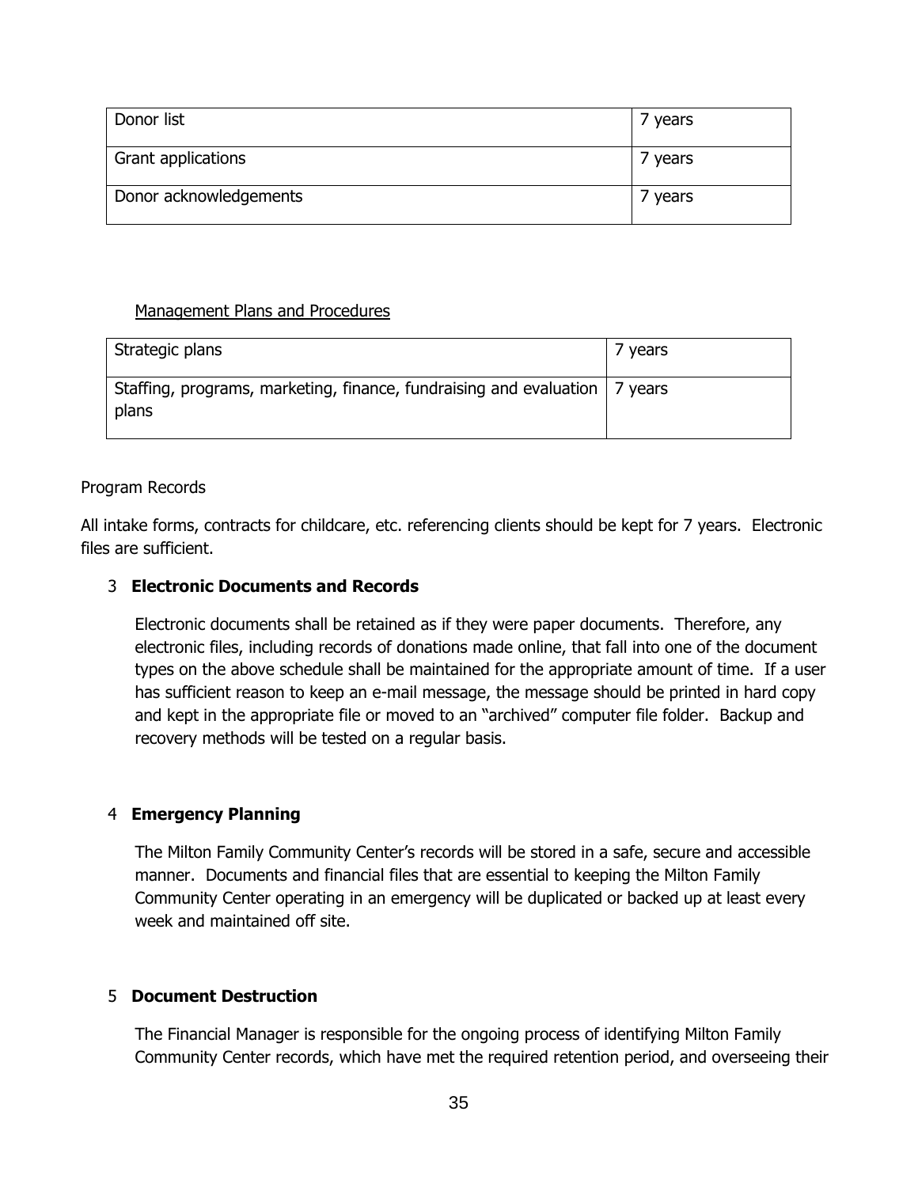| Donor list | 7 years |
| --- | --- |
| Grant applications | 7 years |
| Donor acknowledgements | 7 years |

Management Plans and Procedures

| Strategic plans | 7 years |
| --- | --- |
| Staffing, programs, marketing, finance, fundraising and evaluation plans | 7 years |

Program Records

All intake forms, contracts for childcare, etc. referencing clients should be kept for 7 years. Electronic files are sufficient.

### 3 Electronic Documents and Records

Electronic documents shall be retained as if they were paper documents. Therefore, any electronic files, including records of donations made online, that fall into one of the document types on the above schedule shall be maintained for the appropriate amount of time. If a user has sufficient reason to keep an e-mail message, the message should be printed in hard copy and kept in the appropriate file or moved to an "archived" computer file folder. Backup and recovery methods will be tested on a regular basis.

### 4 Emergency Planning

The Milton Family Community Center's records will be stored in a safe, secure and accessible manner. Documents and financial files that are essential to keeping the Milton Family Community Center operating in an emergency will be duplicated or backed up at least every week and maintained off site.

### 5 Document Destruction

The Financial Manager is responsible for the ongoing process of identifying Milton Family Community Center records, which have met the required retention period, and overseeing their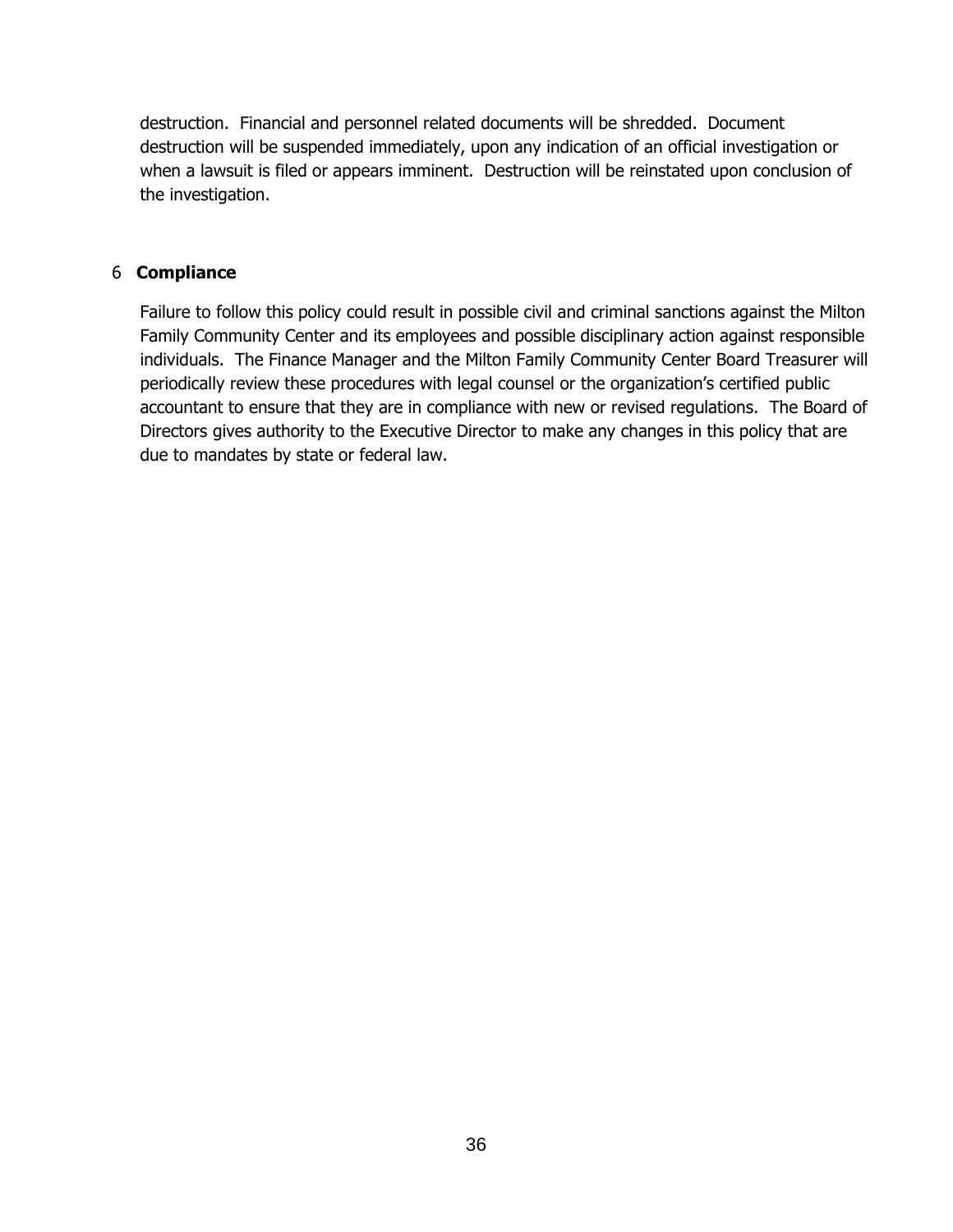destruction. Financial and personnel related documents will be shredded. Document destruction will be suspended immediately, upon any indication of an official investigation or when a lawsuit is filed or appears imminent. Destruction will be reinstated upon conclusion of the investigation.

## 6 **Compliance**

Failure to follow this policy could result in possible civil and criminal sanctions against the Milton Family Community Center and its employees and possible disciplinary action against responsible individuals. The Finance Manager and the Milton Family Community Center Board Treasurer will periodically review these procedures with legal counsel or the organization's certified public accountant to ensure that they are in compliance with new or revised regulations. The Board of Directors gives authority to the Executive Director to make any changes in this policy that are due to mandates by state or federal law.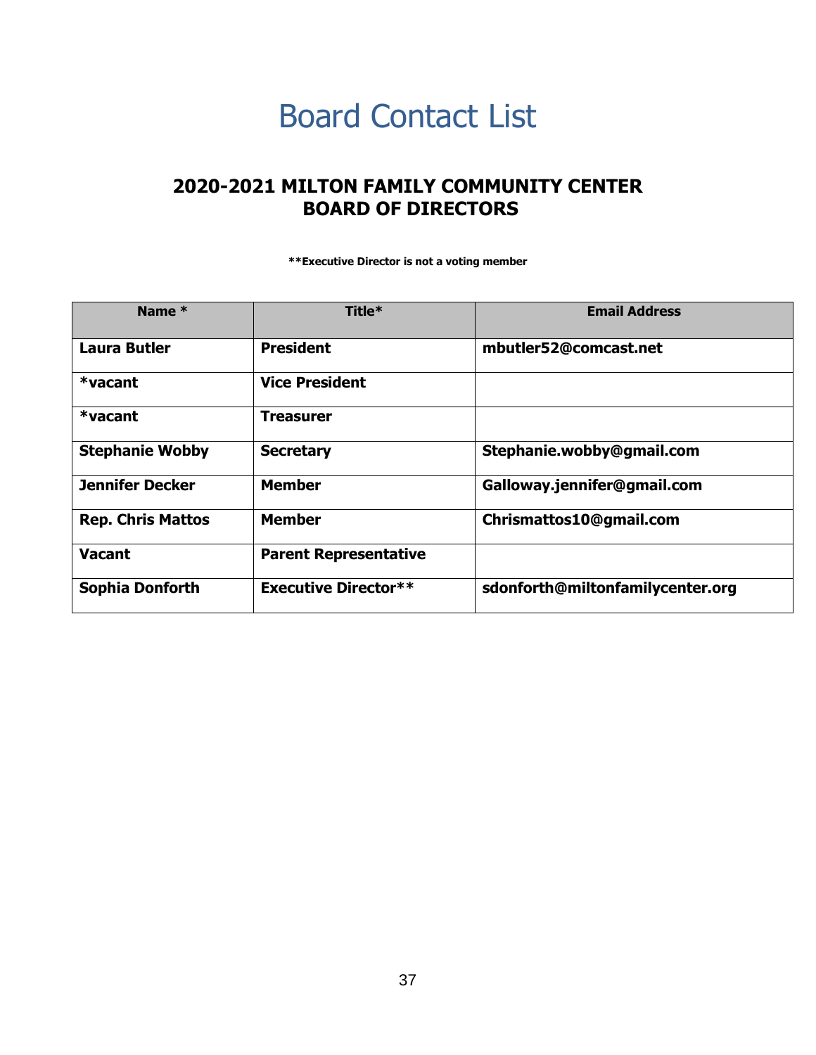# Board Contact List

## 2020-2021 MILTON FAMILY COMMUNITY CENTER BOARD OF DIRECTORS

**Executive Director is not a voting member

| Name * | Title* | Email Address |
|---|---|---|
| **Laura Butler** | **President** | **mbutler52@comcast.net** |
| ***vacant** | **Vice President** | |
| ***vacant** | **Treasurer** | |
| **Stephanie Wobby** | **Secretary** | **Stephanie.wobby@gmail.com** |
| **Jennifer Decker** | **Member** | **Galloway.jennifer@gmail.com** |
| **Rep. Chris Mattos** | **Member** | **Chrismattos10@gmail.com** |
| **Vacant** | **Parent Representative** | |
| **Sophia Donforth** | **Executive Director**** | **sdonforth@miltonfamilycenter.org** |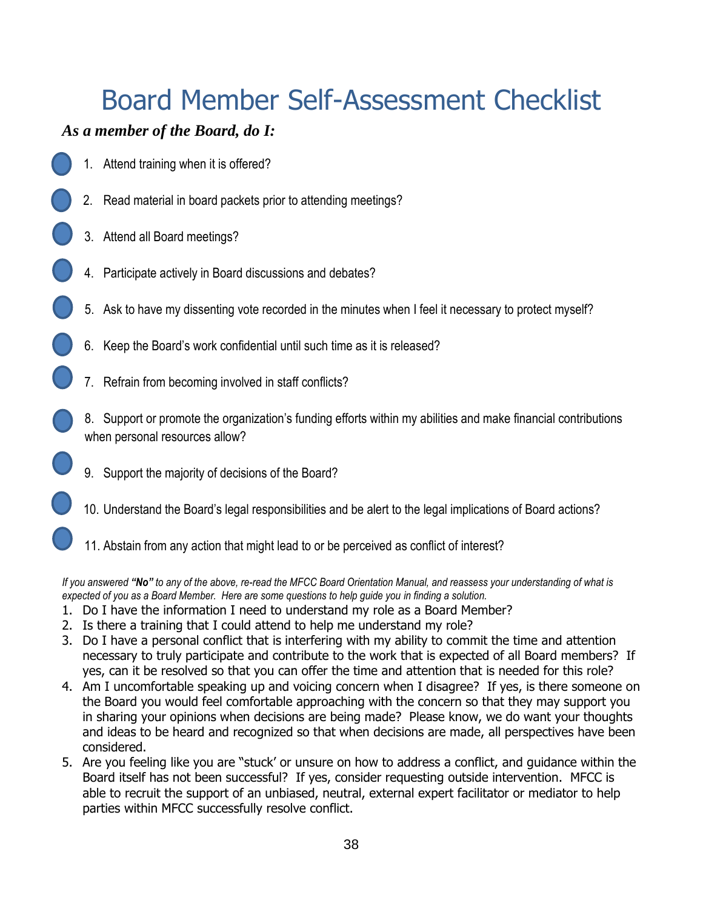# Board Member Self-Assessment Checklist

***As a member of the Board, do I:***

1. Attend training when it is offered?
2. Read material in board packets prior to attending meetings?
3. Attend all Board meetings?
4. Participate actively in Board discussions and debates?
5. Ask to have my dissenting vote recorded in the minutes when I feel it necessary to protect myself?
6. Keep the Board's work confidential until such time as it is released?
7. Refrain from becoming involved in staff conflicts?
8. Support or promote the organization's funding efforts within my abilities and make financial contributions when personal resources allow?
9. Support the majority of decisions of the Board?
10. Understand the Board's legal responsibilities and be alert to the legal implications of Board actions?
11. Abstain from any action that might lead to or be perceived as conflict of interest?

*If you answered **"No"** to any of the above, re-read the MFCC Board Orientation Manual, and reassess your understanding of what is expected of you as a Board Member. Here are some questions to help guide you in finding a solution.*

1. Do I have the information I need to understand my role as a Board Member?
2. Is there a training that I could attend to help me understand my role?
3. Do I have a personal conflict that is interfering with my ability to commit the time and attention necessary to truly participate and contribute to the work that is expected of all Board members? If yes, can it be resolved so that you can offer the time and attention that is needed for this role?
4. Am I uncomfortable speaking up and voicing concern when I disagree? If yes, is there someone on the Board you would feel comfortable approaching with the concern so that they may support you in sharing your opinions when decisions are being made? Please know, we do want your thoughts and ideas to be heard and recognized so that when decisions are made, all perspectives have been considered.
5. Are you feeling like you are "stuck' or unsure on how to address a conflict, and guidance within the Board itself has not been successful? If yes, consider requesting outside intervention. MFCC is able to recruit the support of an unbiased, neutral, external expert facilitator or mediator to help parties within MFCC successfully resolve conflict.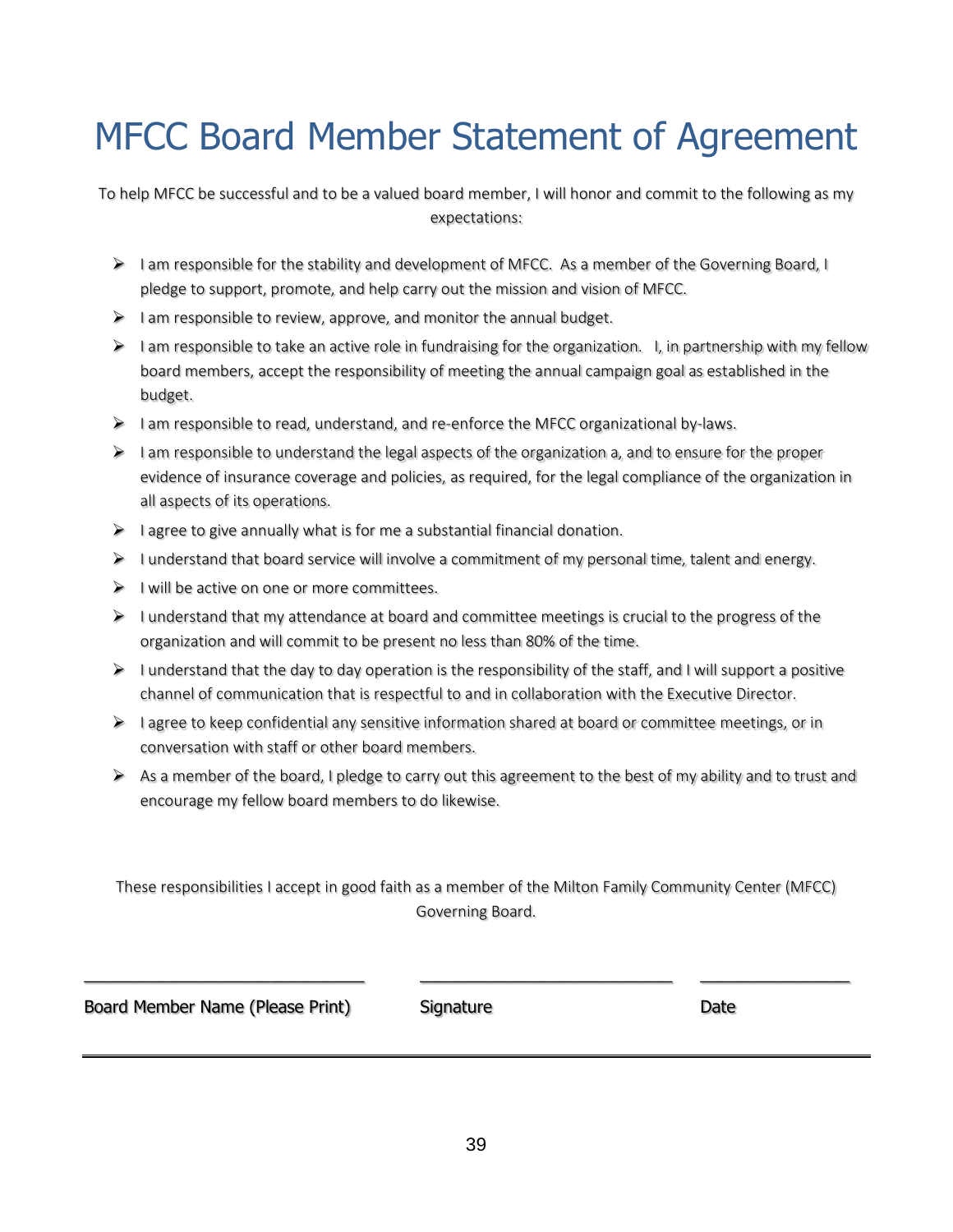# MFCC Board Member Statement of Agreement

To help MFCC be successful and to be a valued board member, I will honor and commit to the following as my expectations:

- I am responsible for the stability and development of MFCC. As a member of the Governing Board, I pledge to support, promote, and help carry out the mission and vision of MFCC.
- I am responsible to review, approve, and monitor the annual budget.
- I am responsible to take an active role in fundraising for the organization. I, in partnership with my fellow board members, accept the responsibility of meeting the annual campaign goal as established in the budget.
- I am responsible to read, understand, and re-enforce the MFCC organizational by-laws.
- I am responsible to understand the legal aspects of the organization a, and to ensure for the proper evidence of insurance coverage and policies, as required, for the legal compliance of the organization in all aspects of its operations.
- I agree to give annually what is for me a substantial financial donation.
- I understand that board service will involve a commitment of my personal time, talent and energy.
- I will be active on one or more committees.
- I understand that my attendance at board and committee meetings is crucial to the progress of the organization and will commit to be present no less than 80% of the time.
- I understand that the day to day operation is the responsibility of the staff, and I will support a positive channel of communication that is respectful to and in collaboration with the Executive Director.
- I agree to keep confidential any sensitive information shared at board or committee meetings, or in conversation with staff or other board members.
- As a member of the board, I pledge to carry out this agreement to the best of my ability and to trust and encourage my fellow board members to do likewise.

These responsibilities I accept in good faith as a member of the Milton Family Community Center (MFCC) Governing Board.

_______________________________ _______________________________ _________________

Board Member Name (Please Print) Signature Date